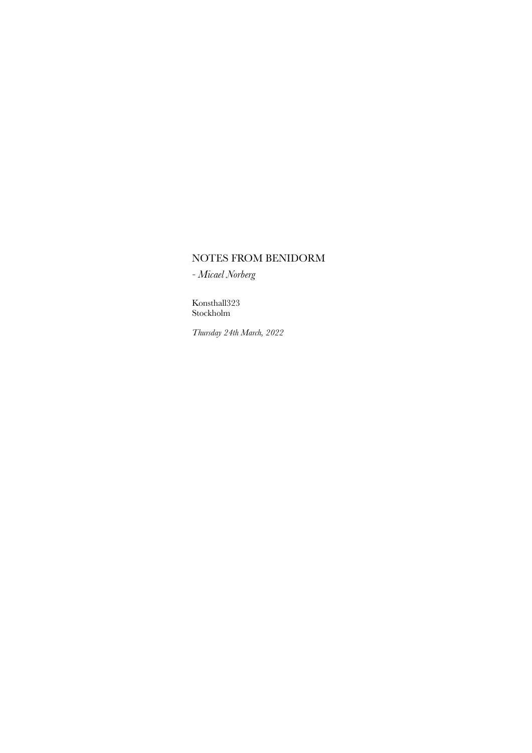# NOTES FROM BENIDORM

- *Micael Norberg*

Konsthall323
Stockholm

*Thursday 24th March, 2022*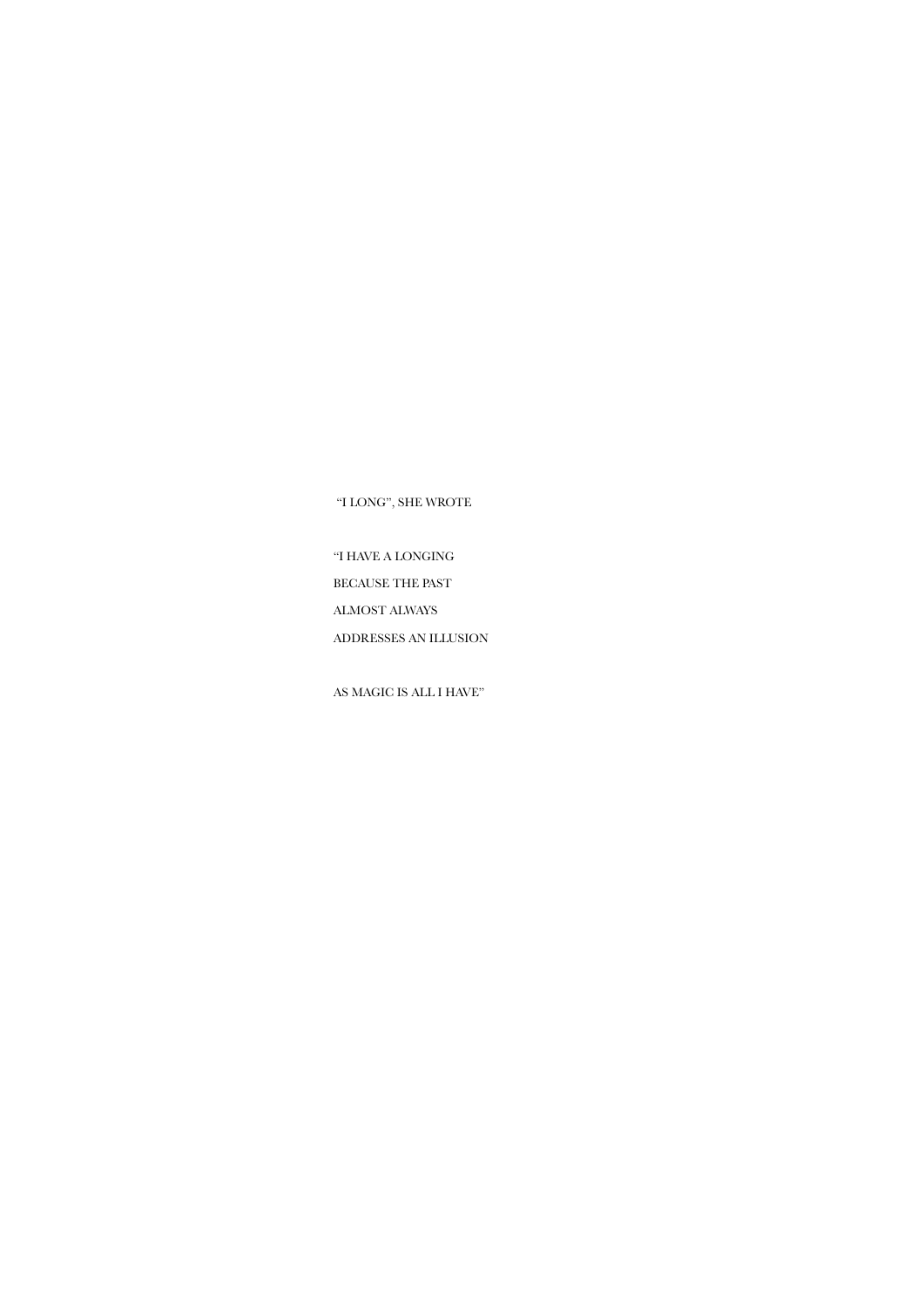"I LONG", SHE WROTE

"I HAVE A LONGING

BECAUSE THE PAST

ALMOST ALWAYS

ADDRESSES AN ILLUSION

AS MAGIC IS ALL I HAVE"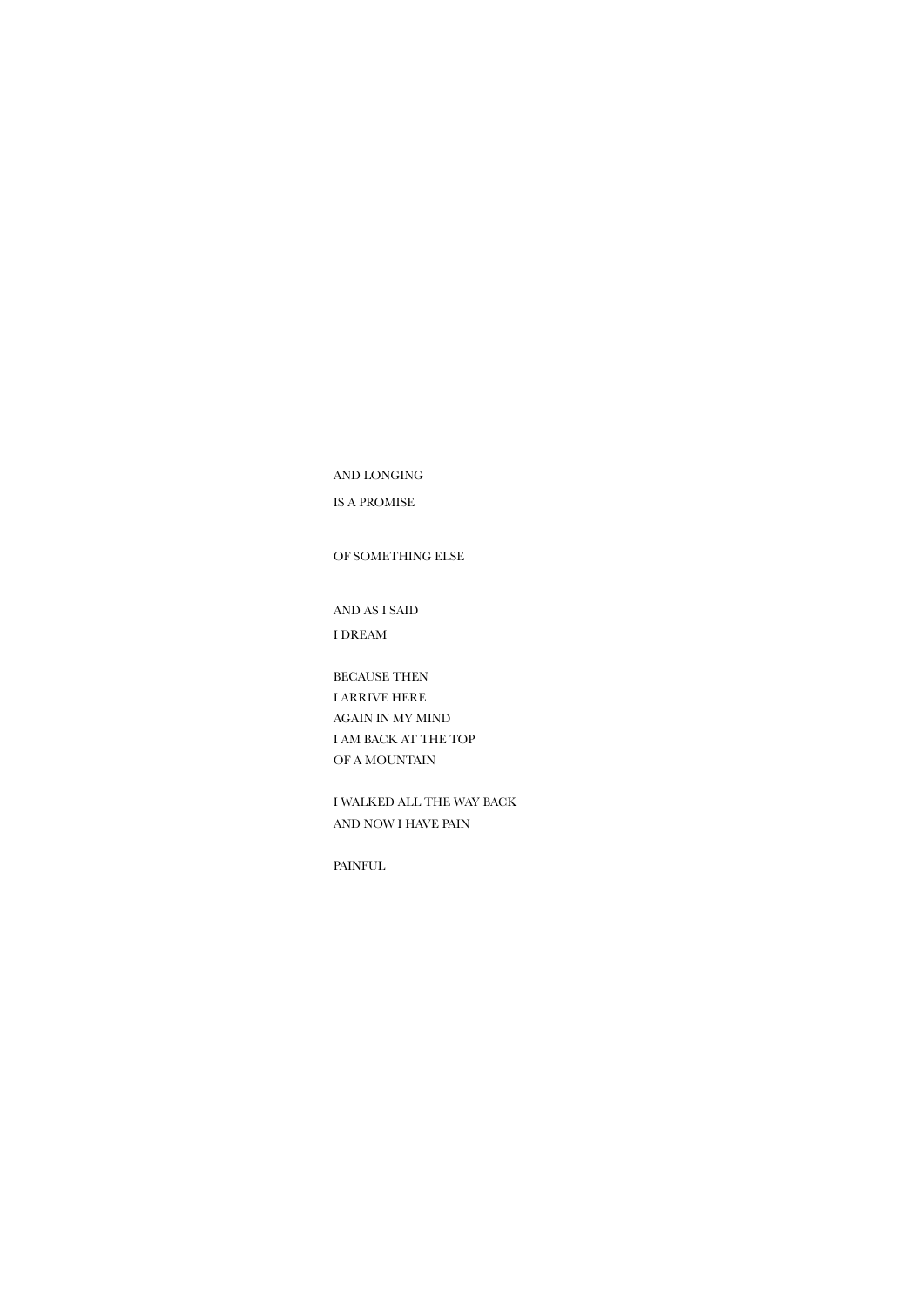AND LONGING

IS A PROMISE

OF SOMETHING ELSE

AND AS I SAID

I DREAM

BECAUSE THEN
I ARRIVE HERE
AGAIN IN MY MIND
I AM BACK AT THE TOP
OF A MOUNTAIN

I WALKED ALL THE WAY BACK
AND NOW I HAVE PAIN

PAINFUL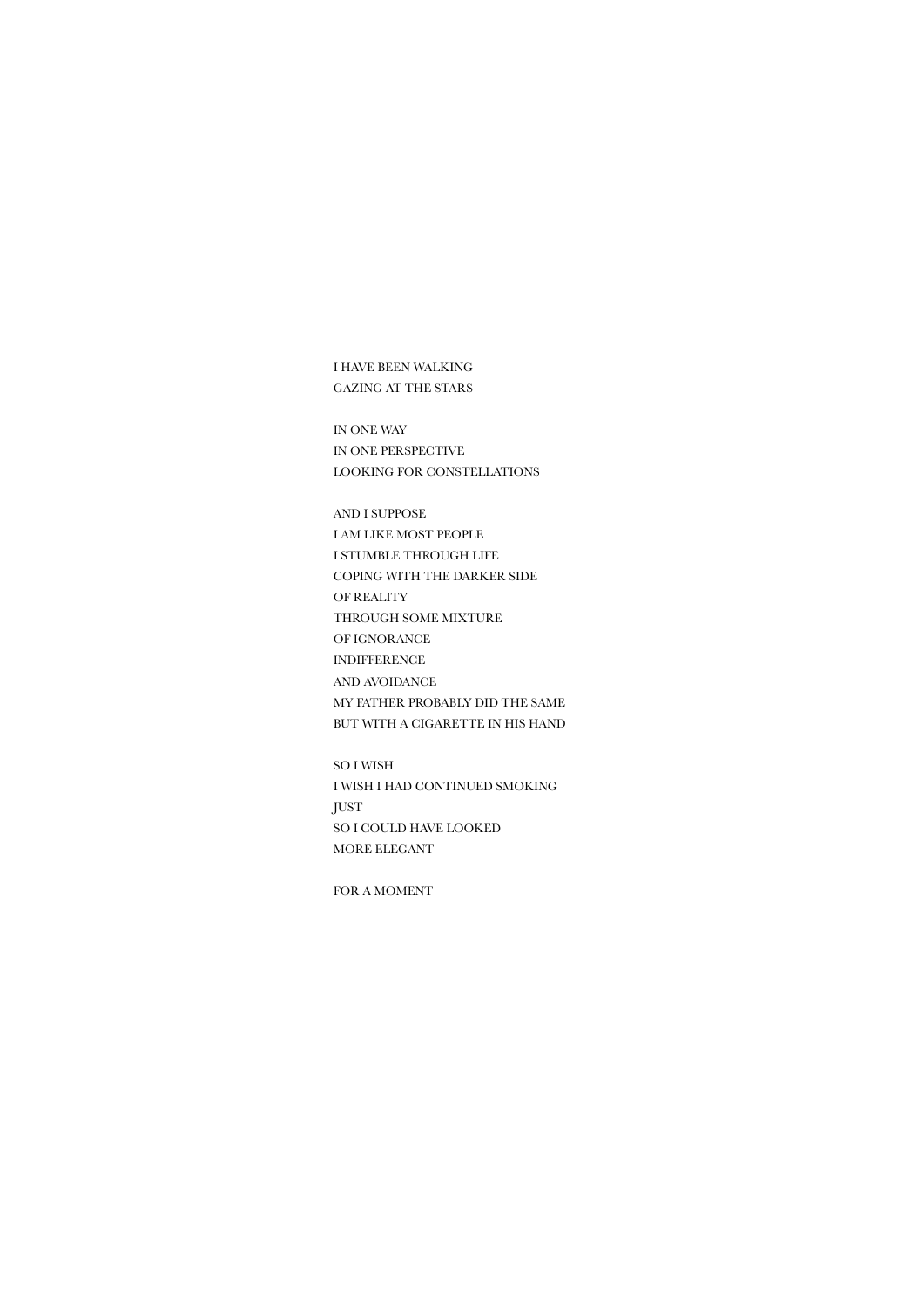I HAVE BEEN WALKING  
GAZING AT THE STARS

IN ONE WAY  
IN ONE PERSPECTIVE  
LOOKING FOR CONSTELLATIONS

AND I SUPPOSE  
I AM LIKE MOST PEOPLE  
I STUMBLE THROUGH LIFE  
COPING WITH THE DARKER SIDE  
OF REALITY  
THROUGH SOME MIXTURE  
OF IGNORANCE  
INDIFFERENCE  
AND AVOIDANCE  
MY FATHER PROBABLY DID THE SAME  
BUT WITH A CIGARETTE IN HIS HAND

SO I WISH  
I WISH I HAD CONTINUED SMOKING  
JUST  
SO I COULD HAVE LOOKED  
MORE ELEGANT

FOR A MOMENT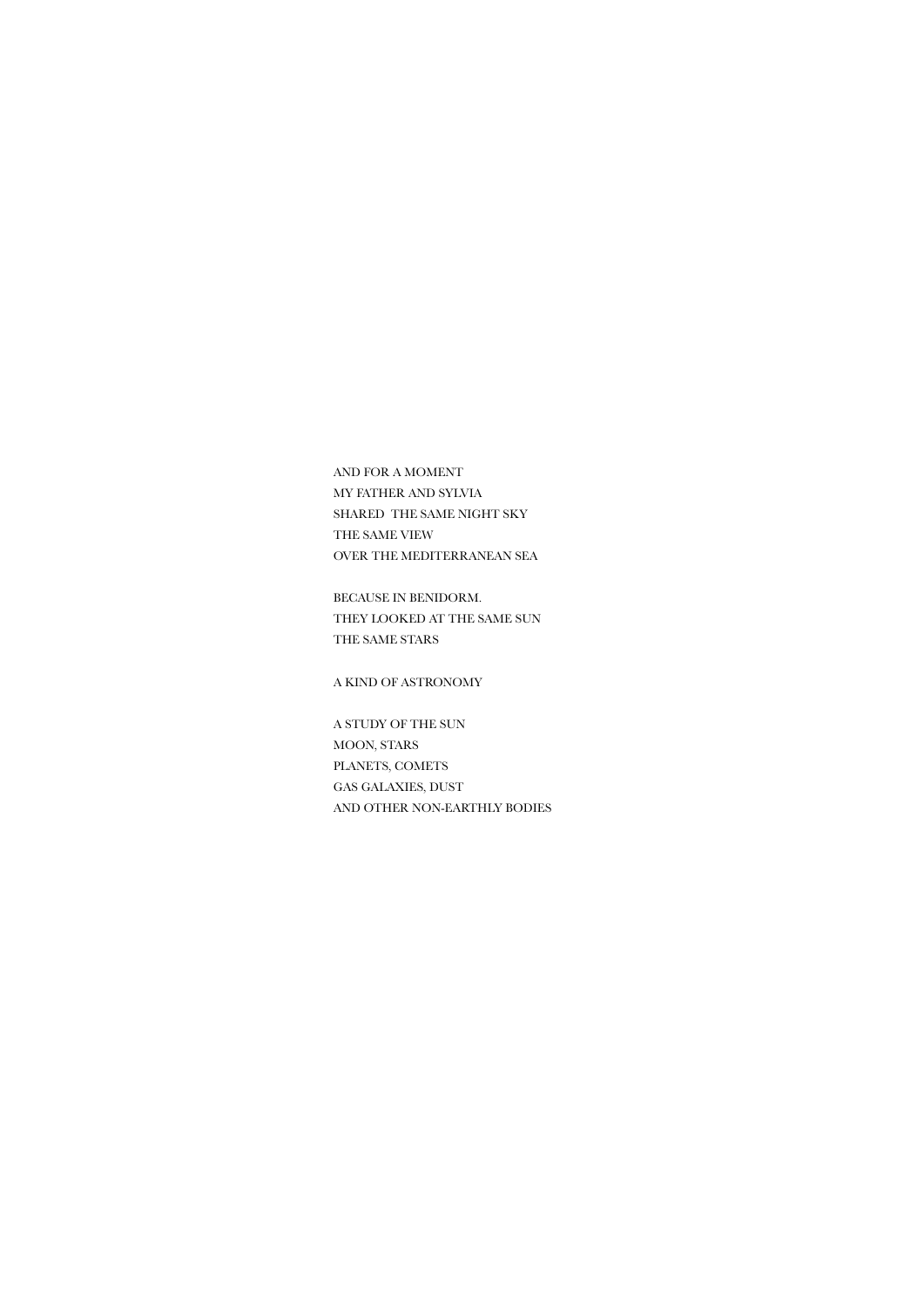AND FOR A MOMENT
MY FATHER AND SYLVIA
SHARED THE SAME NIGHT SKY
THE SAME VIEW
OVER THE MEDITERRANEAN SEA

BECAUSE IN BENIDORM.
THEY LOOKED AT THE SAME SUN
THE SAME STARS

A KIND OF ASTRONOMY

A STUDY OF THE SUN
MOON, STARS
PLANETS, COMETS
GAS GALAXIES, DUST
AND OTHER NON-EARTHLY BODIES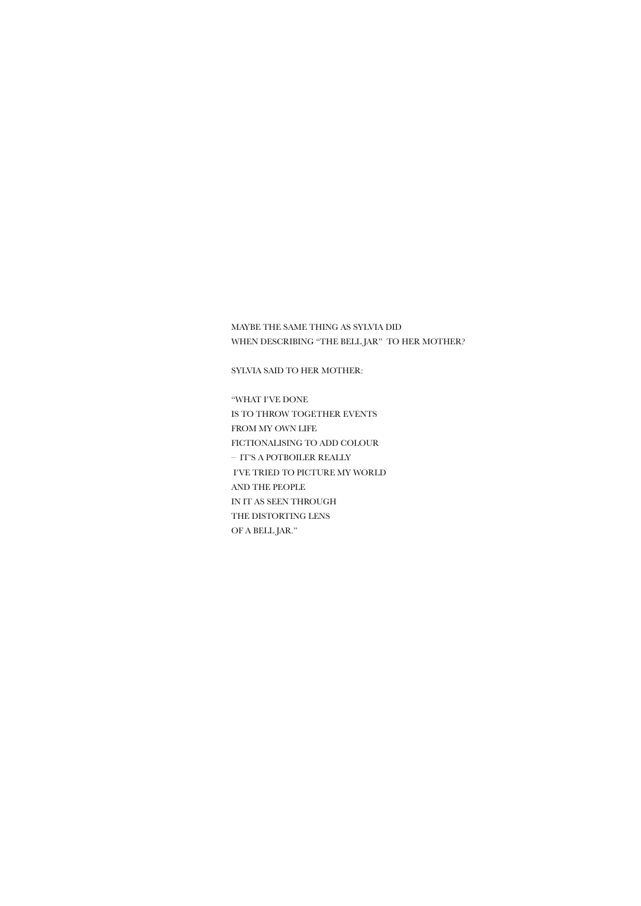MAYBE THE SAME THING AS SYLVIA DID
WHEN DESCRIBING "THE BELL JAR" TO HER MOTHER?

SYLVIA SAID TO HER MOTHER:

"WHAT I'VE DONE
IS TO THROW TOGETHER EVENTS
FROM MY OWN LIFE
FICTIONALISING TO ADD COLOUR
– IT'S A POTBOILER REALLY
I'VE TRIED TO PICTURE MY WORLD
AND THE PEOPLE
IN IT AS SEEN THROUGH
THE DISTORTING LENS
OF A BELL JAR."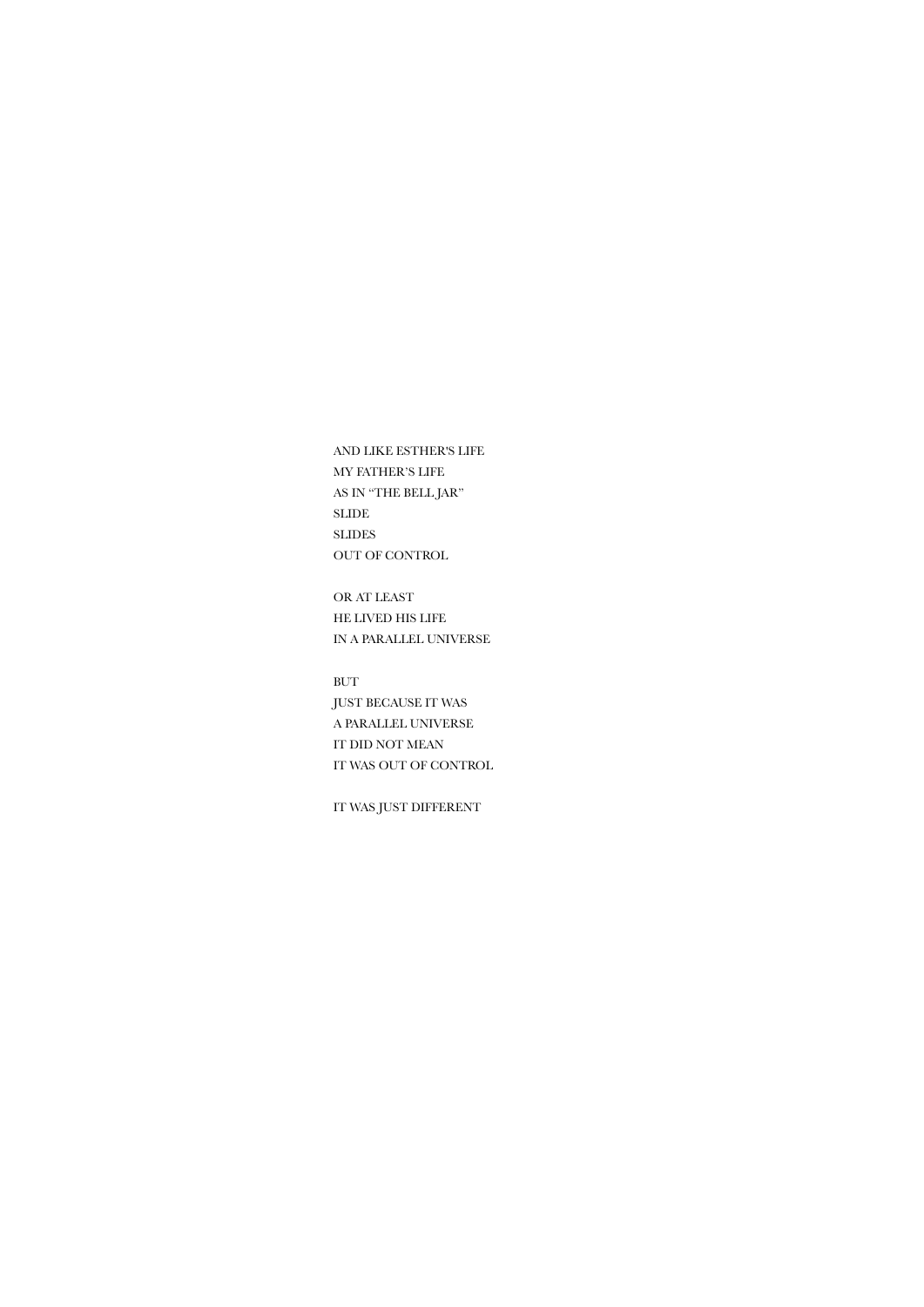AND LIKE ESTHER'S LIFE  
MY FATHER'S LIFE  
AS IN "THE BELL JAR"  
SLIDE  
SLIDES  
OUT OF CONTROL

OR AT LEAST  
HE LIVED HIS LIFE  
IN A PARALLEL UNIVERSE

BUT  
JUST BECAUSE IT WAS  
A PARALLEL UNIVERSE  
IT DID NOT MEAN  
IT WAS OUT OF CONTROL

IT WAS JUST DIFFERENT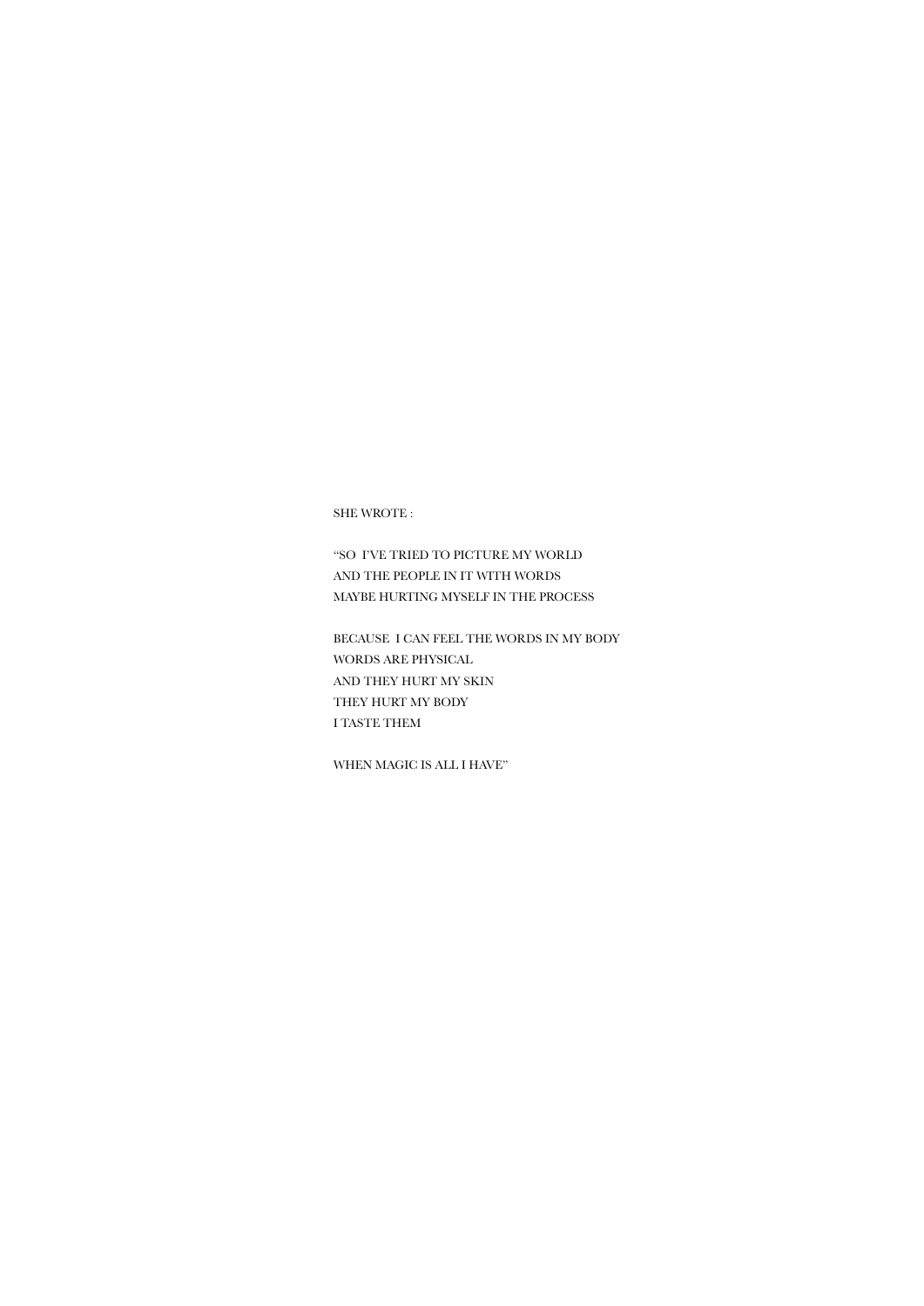SHE WROTE :

"SO  I'VE TRIED TO PICTURE MY WORLD
AND THE PEOPLE IN IT WITH WORDS
MAYBE HURTING MYSELF IN THE PROCESS

BECAUSE  I CAN FEEL THE WORDS IN MY BODY
WORDS ARE PHYSICAL
AND THEY HURT MY SKIN
THEY HURT MY BODY
I TASTE THEM

WHEN MAGIC IS ALL I HAVE"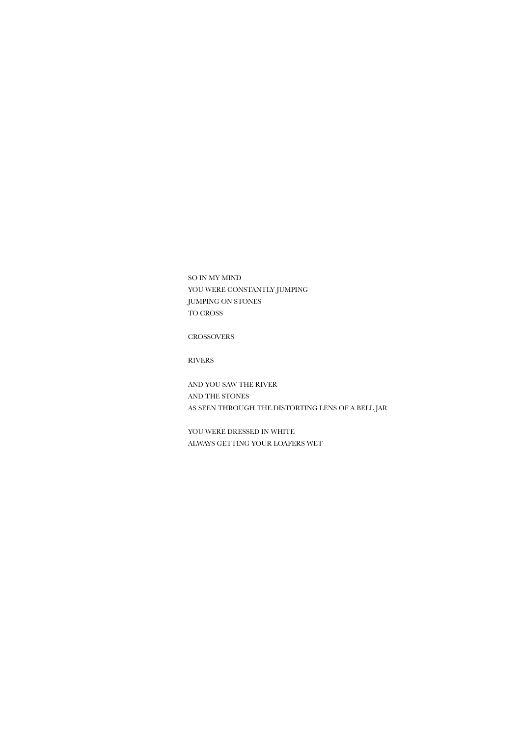SO IN MY MIND
YOU WERE CONSTANTLY JUMPING
JUMPING ON STONES
TO CROSS

CROSSOVERS

RIVERS

AND YOU SAW THE RIVER
AND THE STONES
AS SEEN THROUGH THE DISTORTING LENS OF A BELL JAR

YOU WERE DRESSED IN WHITE
ALWAYS GETTING YOUR LOAFERS WET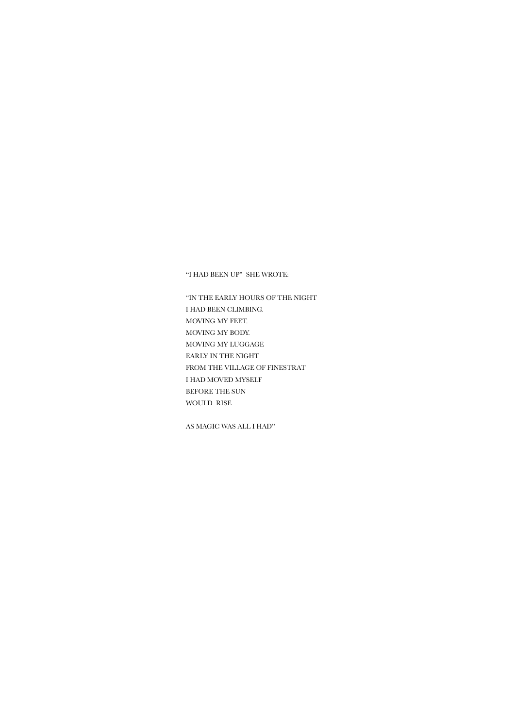"I HAD BEEN UP"  SHE WROTE:

"IN THE EARLY HOURS OF THE NIGHT  
I HAD BEEN CLIMBING.  
MOVING MY FEET.  
MOVING MY BODY.  
MOVING MY LUGGAGE  
EARLY IN THE NIGHT  
FROM THE VILLAGE OF FINESTRAT  
I HAD MOVED MYSELF  
BEFORE THE SUN  
WOULD  RISE

AS MAGIC WAS ALL I HAD"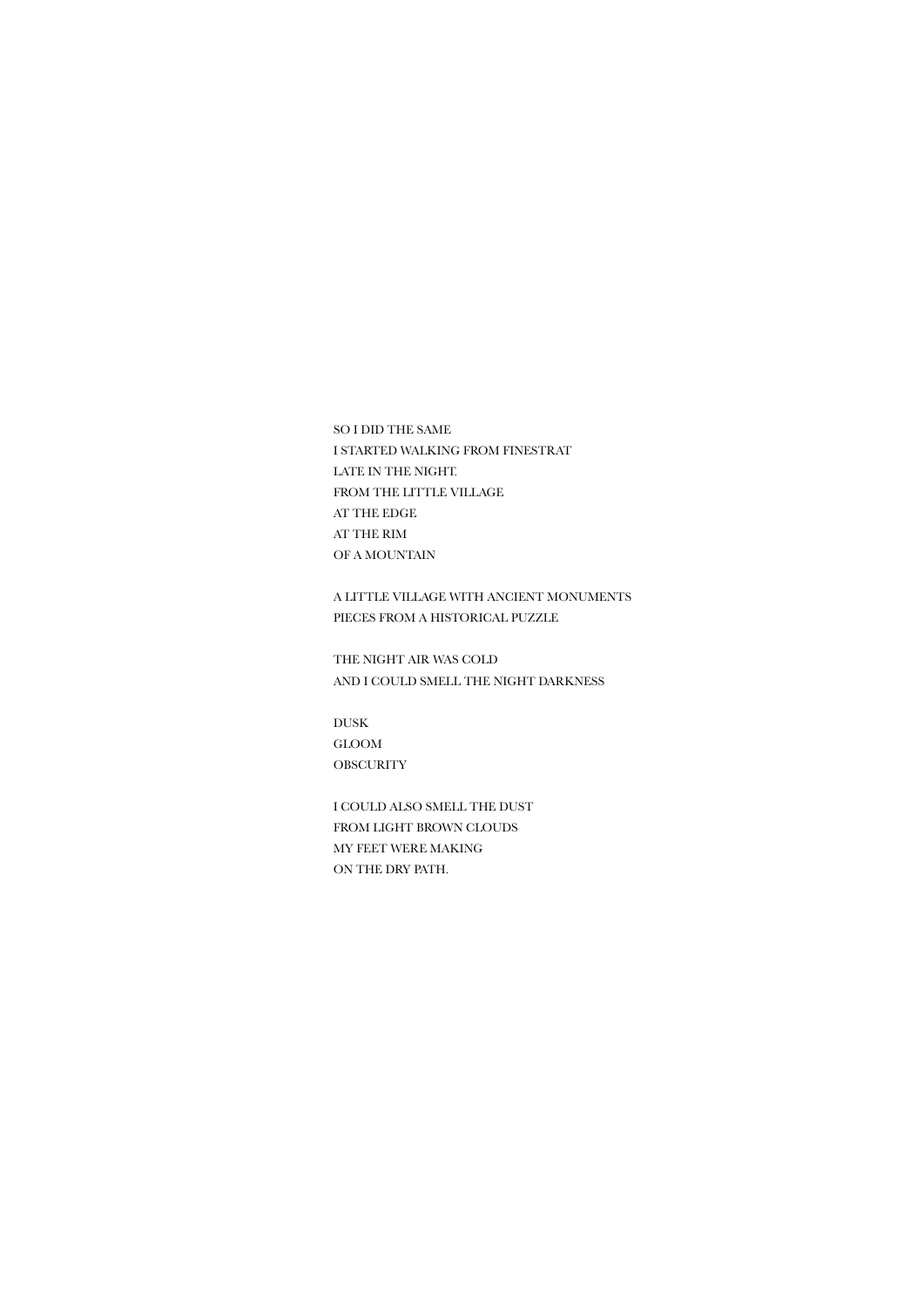SO I DID THE SAME
I STARTED WALKING FROM FINESTRAT
LATE IN THE NIGHT.
FROM THE LITTLE VILLAGE
AT THE EDGE
AT THE RIM
OF A MOUNTAIN

A LITTLE VILLAGE WITH ANCIENT MONUMENTS
PIECES FROM A HISTORICAL PUZZLE

THE NIGHT AIR WAS COLD
AND I COULD SMELL THE NIGHT DARKNESS

DUSK
GLOOM
OBSCURITY

I COULD ALSO SMELL THE DUST
FROM LIGHT BROWN CLOUDS
MY FEET WERE MAKING
ON THE DRY PATH.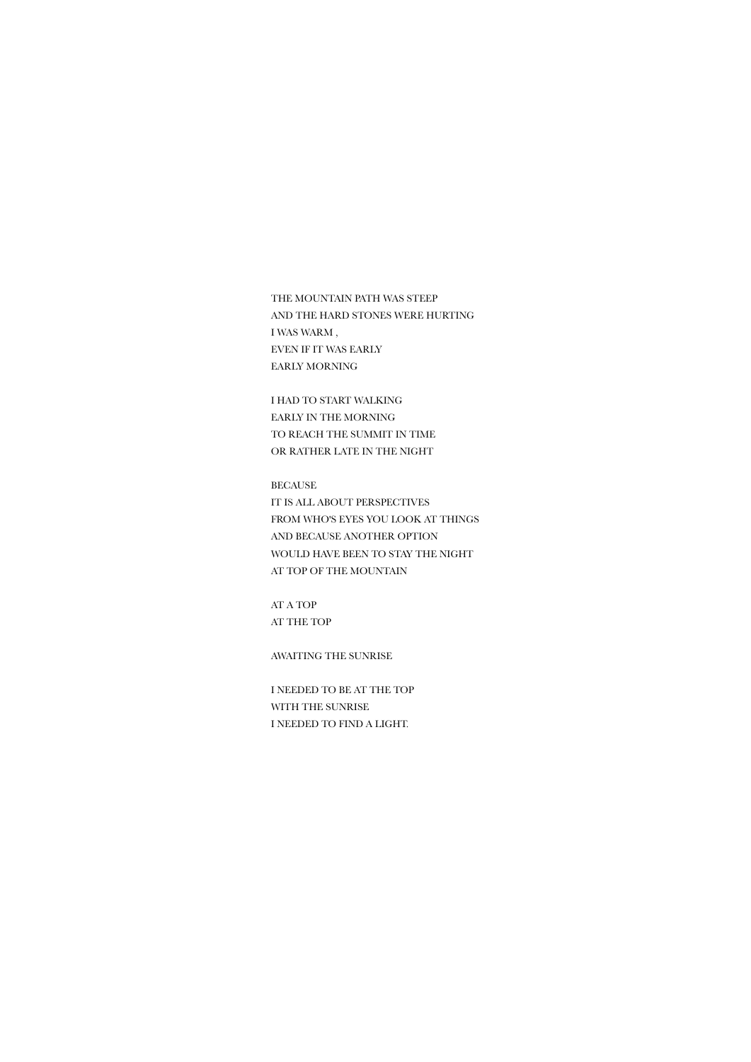THE MOUNTAIN PATH WAS STEEP
AND THE HARD STONES WERE HURTING
I WAS WARM ,
EVEN IF IT WAS EARLY
EARLY MORNING

I HAD TO START WALKING
EARLY IN THE MORNING
TO REACH THE SUMMIT IN TIME
OR RATHER LATE IN THE NIGHT

BECAUSE
IT IS ALL ABOUT PERSPECTIVES
FROM WHO'S EYES YOU LOOK AT THINGS
AND BECAUSE ANOTHER OPTION
WOULD HAVE BEEN TO STAY THE NIGHT
AT TOP OF THE MOUNTAIN

AT A TOP
AT THE TOP

AWAITING THE SUNRISE

I NEEDED TO BE AT THE TOP
WITH THE SUNRISE
I NEEDED TO FIND A LIGHT.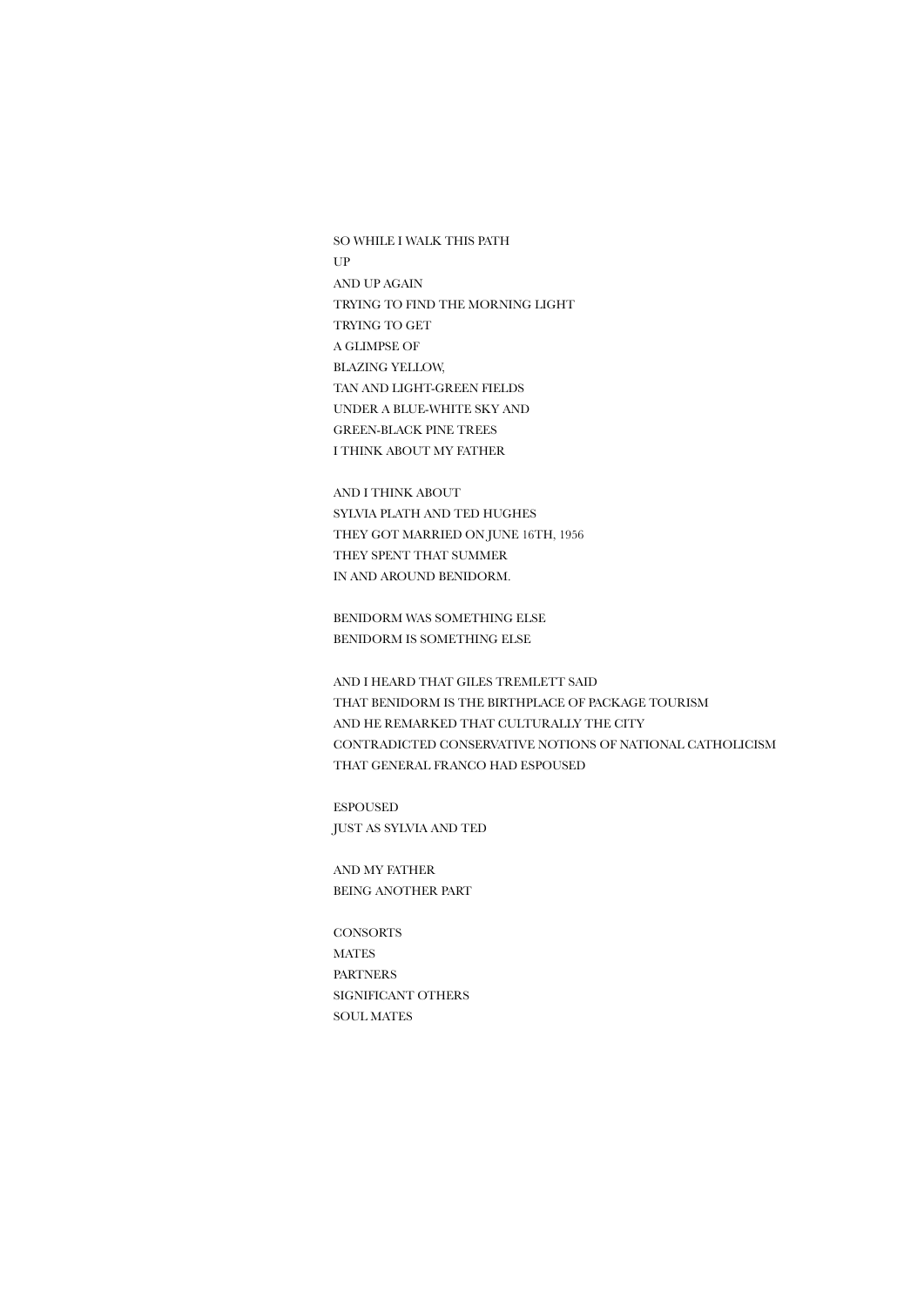SO WHILE I WALK THIS PATH
UP
AND UP AGAIN
TRYING TO FIND THE MORNING LIGHT
TRYING TO GET
A GLIMPSE OF
BLAZING YELLOW,
TAN AND LIGHT-GREEN FIELDS
UNDER A BLUE-WHITE SKY AND
GREEN-BLACK PINE TREES
I THINK ABOUT MY FATHER

AND I THINK ABOUT
SYLVIA PLATH AND TED HUGHES
THEY GOT MARRIED ON JUNE 16TH, 1956
THEY SPENT THAT SUMMER
IN AND AROUND BENIDORM.

BENIDORM WAS SOMETHING ELSE
BENIDORM IS SOMETHING ELSE

AND I HEARD THAT GILES TREMLETT SAID
THAT BENIDORM IS THE BIRTHPLACE OF PACKAGE TOURISM
AND HE REMARKED THAT CULTURALLY THE CITY
CONTRADICTED CONSERVATIVE NOTIONS OF NATIONAL CATHOLICISM
THAT GENERAL FRANCO HAD ESPOUSED

ESPOUSED
JUST AS SYLVIA AND TED

AND MY FATHER
BEING ANOTHER PART

CONSORTS
MATES
PARTNERS
SIGNIFICANT OTHERS
SOUL MATES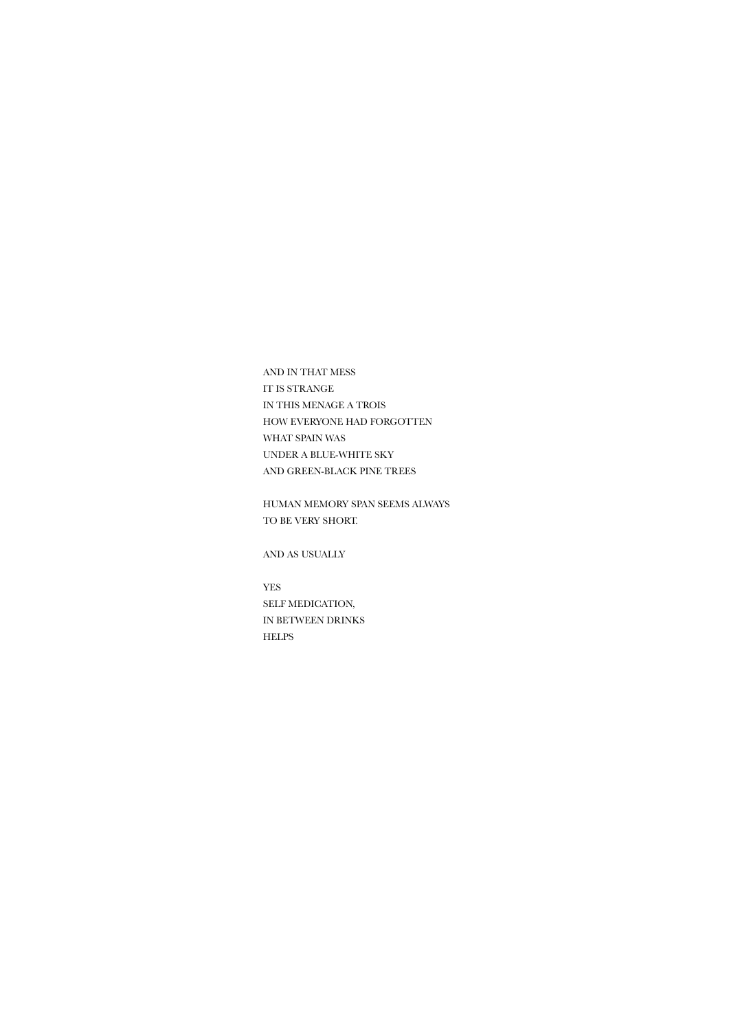AND IN THAT MESS  
IT IS STRANGE  
IN THIS MENAGE A TROIS  
HOW EVERYONE HAD FORGOTTEN  
WHAT SPAIN WAS  
UNDER A BLUE-WHITE SKY  
AND GREEN-BLACK PINE TREES

HUMAN MEMORY SPAN SEEMS ALWAYS  
TO BE VERY SHORT.

AND AS USUALLY

YES  
SELF MEDICATION,  
IN BETWEEN DRINKS  
HELPS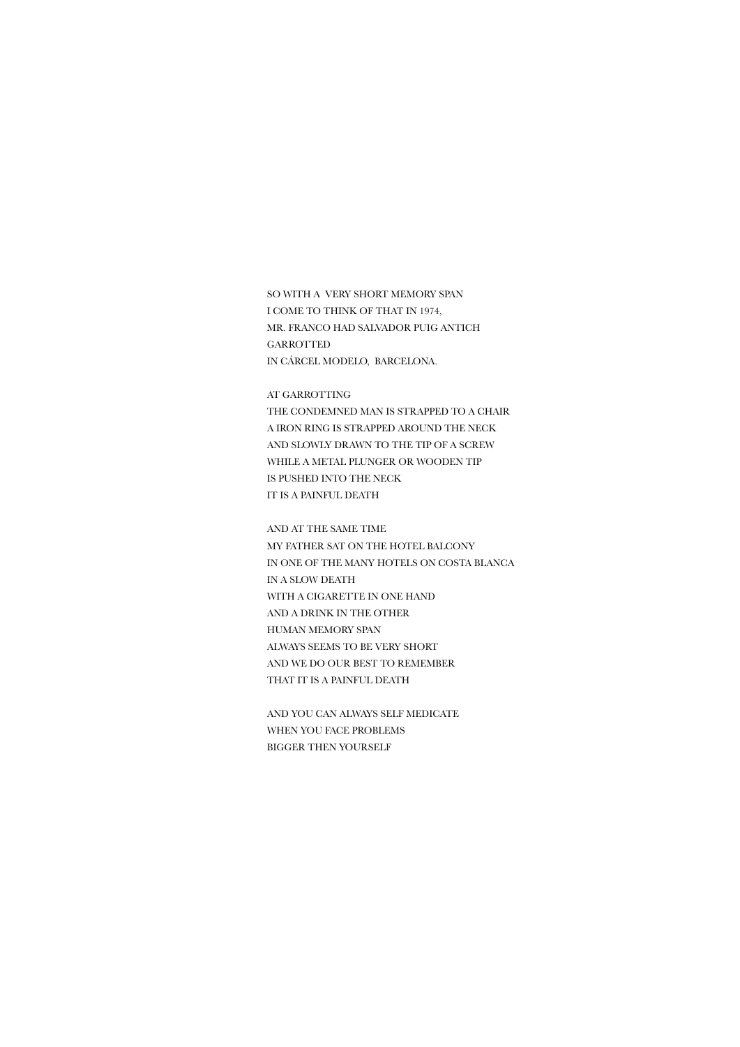SO WITH A  VERY SHORT MEMORY SPAN  
I COME TO THINK OF THAT IN 1974,  
MR. FRANCO HAD SALVADOR PUIG ANTICH  
GARROTTED  
IN CÁRCEL MODELO,  BARCELONA.

AT GARROTTING  
THE CONDEMNED MAN IS STRAPPED TO A CHAIR  
A IRON RING IS STRAPPED AROUND THE NECK  
AND SLOWLY DRAWN TO THE TIP OF A SCREW  
WHILE A METAL PLUNGER OR WOODEN TIP  
IS PUSHED INTO THE NECK  
IT IS A PAINFUL DEATH

AND AT THE SAME TIME  
MY FATHER SAT ON THE HOTEL BALCONY  
IN ONE OF THE MANY HOTELS ON COSTA BLANCA  
IN A SLOW DEATH  
WITH A CIGARETTE IN ONE HAND  
AND A DRINK IN THE OTHER  
HUMAN MEMORY SPAN  
ALWAYS SEEMS TO BE VERY SHORT  
AND WE DO OUR BEST TO REMEMBER  
THAT IT IS A PAINFUL DEATH

AND YOU CAN ALWAYS SELF MEDICATE  
WHEN YOU FACE PROBLEMS  
BIGGER THEN YOURSELF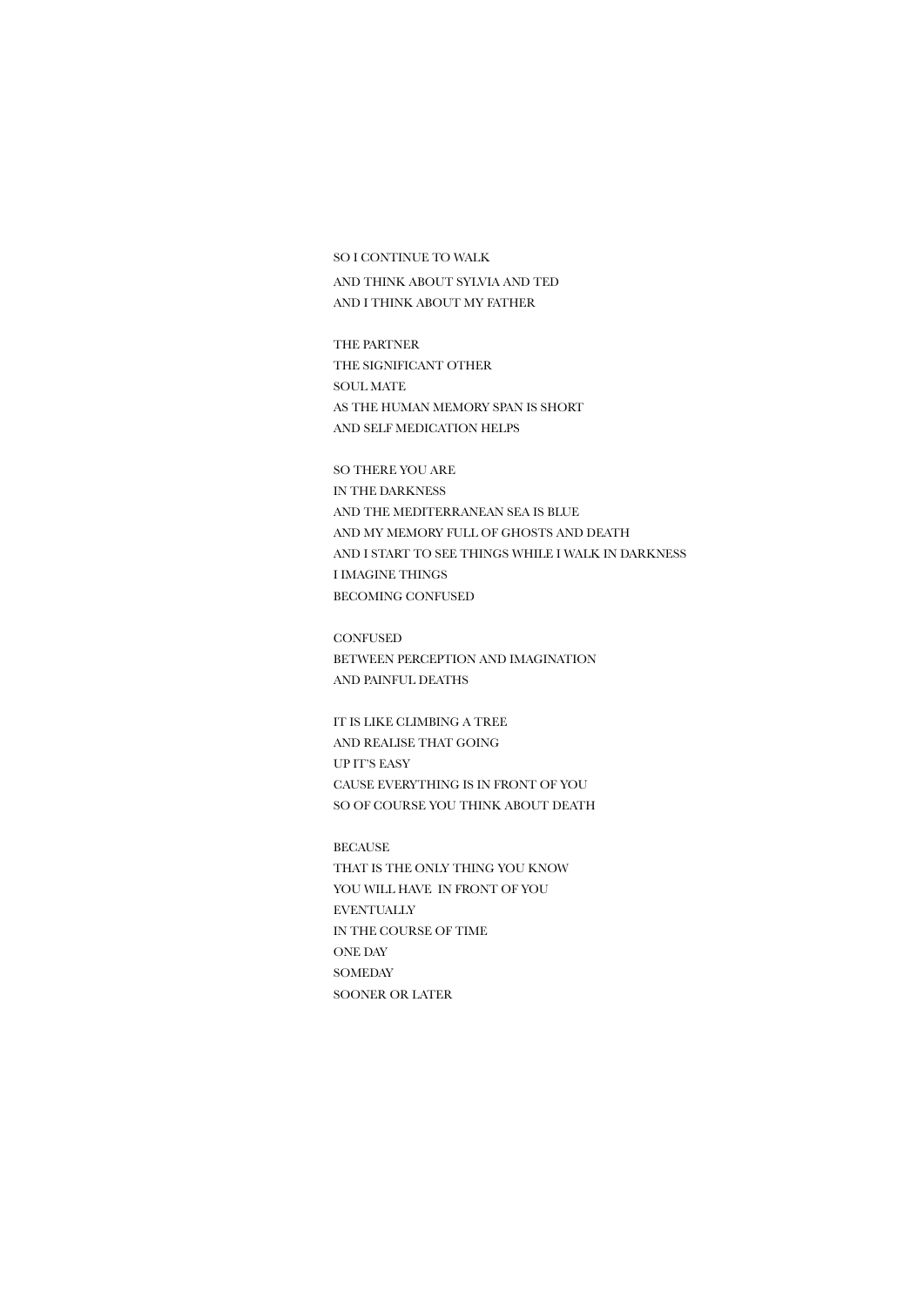SO I CONTINUE TO WALK  
AND THINK ABOUT SYLVIA AND TED  
AND I THINK ABOUT MY FATHER

THE PARTNER  
THE SIGNIFICANT OTHER  
SOUL MATE  
AS THE HUMAN MEMORY SPAN IS SHORT  
AND SELF MEDICATION HELPS

SO THERE YOU ARE  
IN THE DARKNESS  
AND THE MEDITERRANEAN SEA IS BLUE  
AND MY MEMORY FULL OF GHOSTS AND DEATH  
AND I START TO SEE THINGS WHILE I WALK IN DARKNESS  
I IMAGINE THINGS  
BECOMING CONFUSED

CONFUSED  
BETWEEN PERCEPTION AND IMAGINATION  
AND PAINFUL DEATHS

IT IS LIKE CLIMBING A TREE  
AND REALISE THAT GOING  
UP IT'S EASY  
CAUSE EVERYTHING IS IN FRONT OF YOU  
SO OF COURSE YOU THINK ABOUT DEATH

BECAUSE  
THAT IS THE ONLY THING YOU KNOW  
YOU WILL HAVE IN FRONT OF YOU  
EVENTUALLY  
IN THE COURSE OF TIME  
ONE DAY  
SOMEDAY  
SOONER OR LATER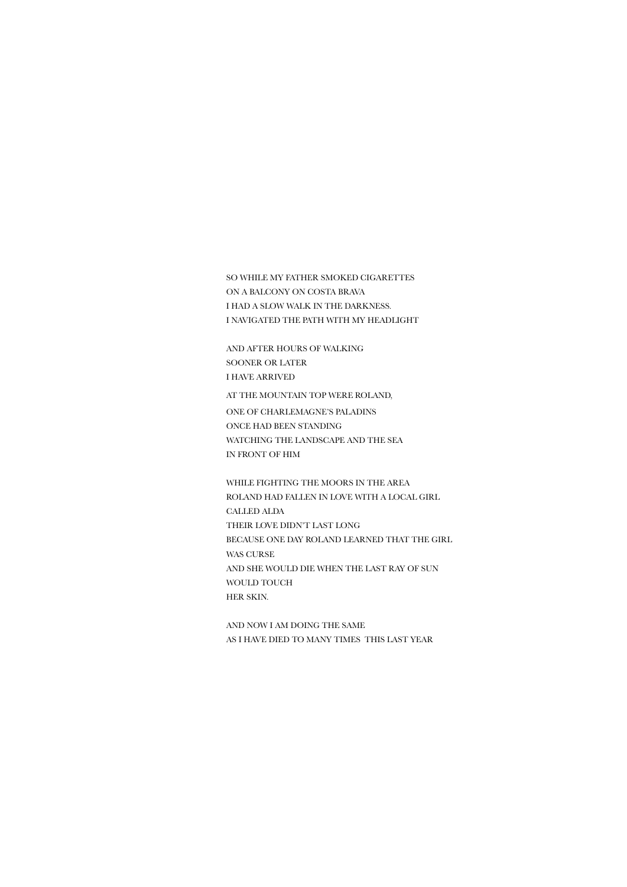SO WHILE MY FATHER SMOKED CIGARETTES
ON A BALCONY ON COSTA BRAVA
I HAD A SLOW WALK IN THE DARKNESS.
I NAVIGATED THE PATH WITH MY HEADLIGHT

AND AFTER HOURS OF WALKING
SOONER OR LATER
I HAVE ARRIVED

AT THE MOUNTAIN TOP WERE ROLAND,
ONE OF CHARLEMAGNE'S PALADINS
ONCE HAD BEEN STANDING
WATCHING THE LANDSCAPE AND THE SEA
IN FRONT OF HIM

WHILE FIGHTING THE MOORS IN THE AREA
ROLAND HAD FALLEN IN LOVE WITH A LOCAL GIRL
CALLED ALDA
THEIR LOVE DIDN'T LAST LONG
BECAUSE ONE DAY ROLAND LEARNED THAT THE GIRL
WAS CURSE
AND SHE WOULD DIE WHEN THE LAST RAY OF SUN
WOULD TOUCH
HER SKIN.

AND NOW I AM DOING THE SAME
AS I HAVE DIED TO MANY TIMES THIS LAST YEAR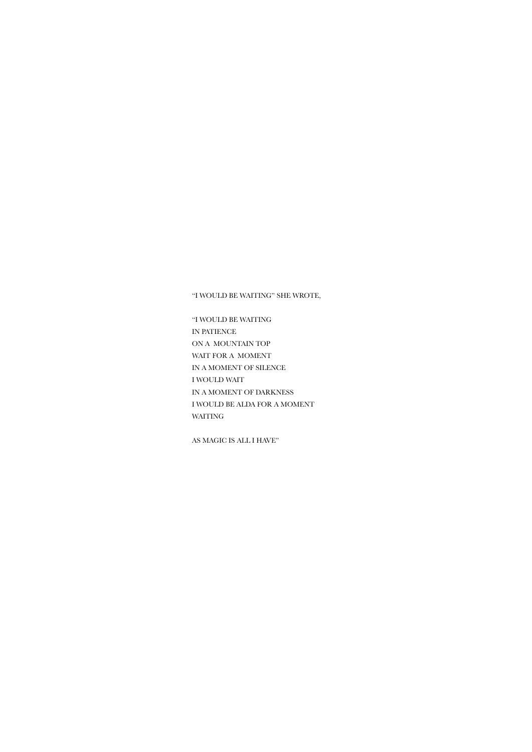"I WOULD BE WAITING" SHE WROTE,

"I WOULD BE WAITING  
IN PATIENCE  
ON A MOUNTAIN TOP  
WAIT FOR A MOMENT  
IN A MOMENT OF SILENCE  
I WOULD WAIT  
IN A MOMENT OF DARKNESS  
I WOULD BE ALDA FOR A MOMENT  
WAITING

AS MAGIC IS ALL I HAVE"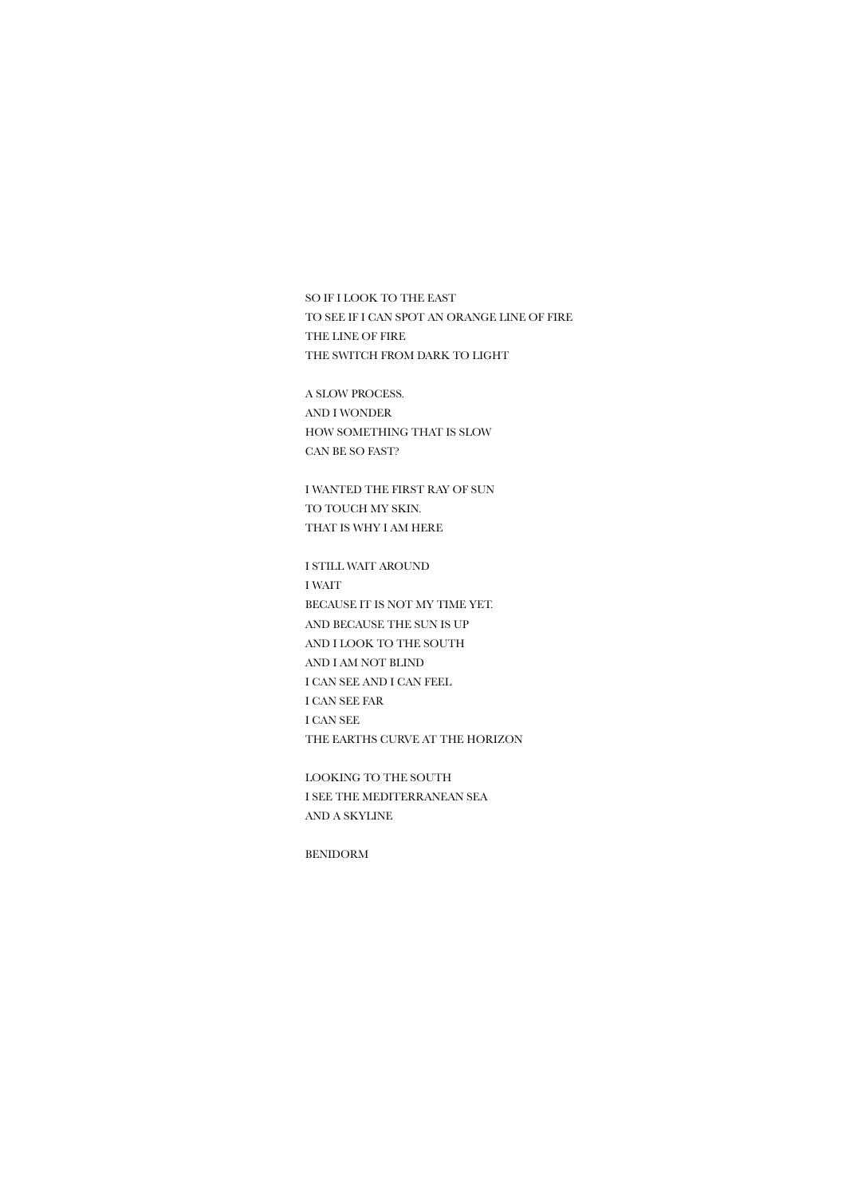SO IF I LOOK TO THE EAST
TO SEE IF I CAN SPOT AN ORANGE LINE OF FIRE
THE LINE OF FIRE
THE SWITCH FROM DARK TO LIGHT

A SLOW PROCESS.
AND I WONDER
HOW SOMETHING THAT IS SLOW
CAN BE SO FAST?

I WANTED THE FIRST RAY OF SUN
TO TOUCH MY SKIN.
THAT IS WHY I AM HERE

I STILL WAIT AROUND
I WAIT
BECAUSE IT IS NOT MY TIME YET.
AND BECAUSE THE SUN IS UP
AND I LOOK TO THE SOUTH
AND I AM NOT BLIND
I CAN SEE AND I CAN FEEL
I CAN SEE FAR
I CAN SEE
THE EARTHS CURVE AT THE HORIZON

LOOKING TO THE SOUTH
I SEE THE MEDITERRANEAN SEA
AND A SKYLINE

BENIDORM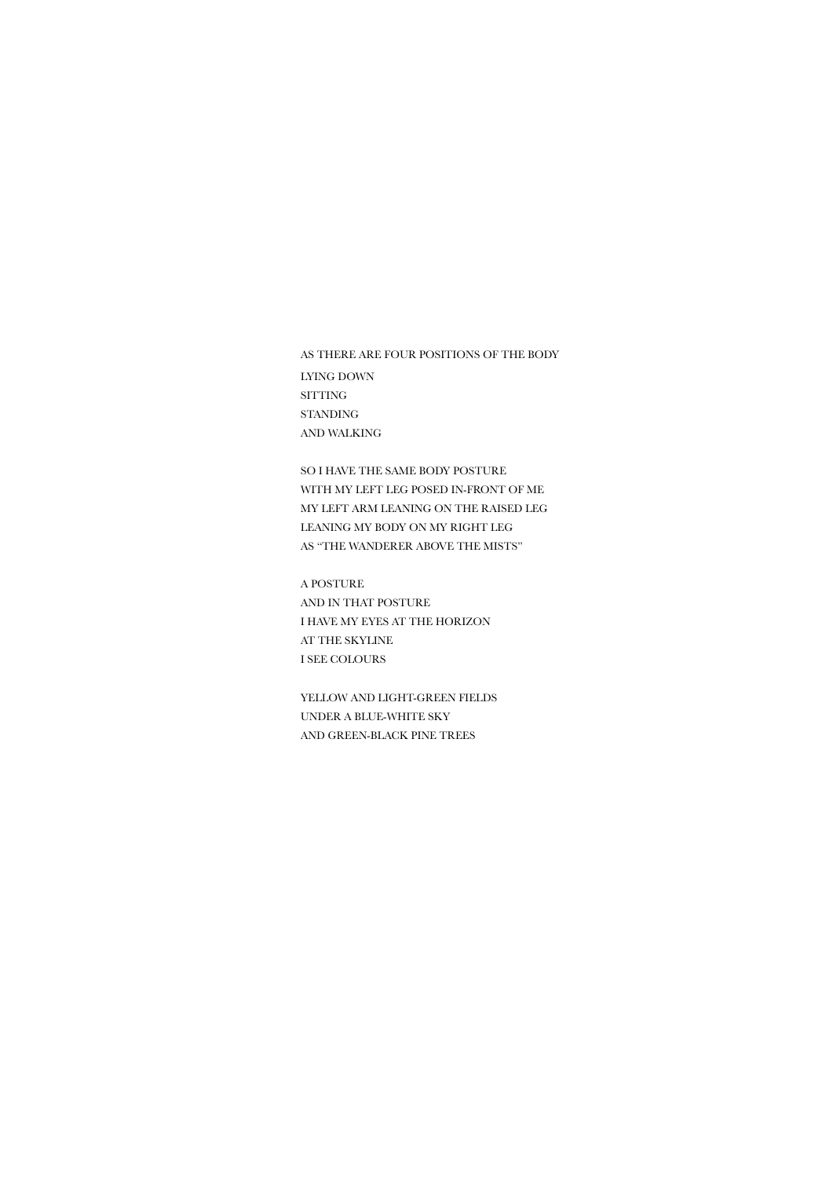AS THERE ARE FOUR POSITIONS OF THE BODY
LYING DOWN
SITTING
STANDING
AND WALKING

SO I HAVE THE SAME BODY POSTURE
WITH MY LEFT LEG POSED IN-FRONT OF ME
MY LEFT ARM LEANING ON THE RAISED LEG
LEANING MY BODY ON MY RIGHT LEG
AS "THE WANDERER ABOVE THE MISTS"

A POSTURE
AND IN THAT POSTURE
I HAVE MY EYES AT THE HORIZON
AT THE SKYLINE
I SEE COLOURS

YELLOW AND LIGHT-GREEN FIELDS
UNDER A BLUE-WHITE SKY
AND GREEN-BLACK PINE TREES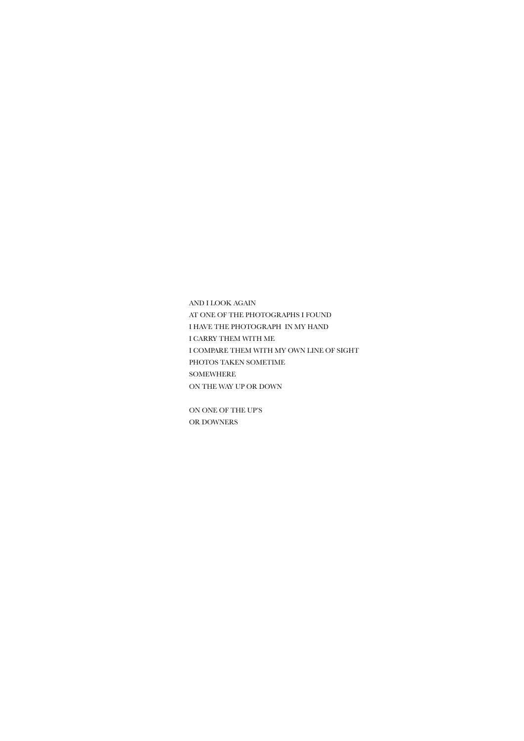AND I LOOK AGAIN
AT ONE OF THE PHOTOGRAPHS I FOUND
I HAVE THE PHOTOGRAPH  IN MY HAND
I CARRY THEM WITH ME
I COMPARE THEM WITH MY OWN LINE OF SIGHT
PHOTOS TAKEN SOMETIME
SOMEWHERE
ON THE WAY UP OR DOWN

ON ONE OF THE UP'S
OR DOWNERS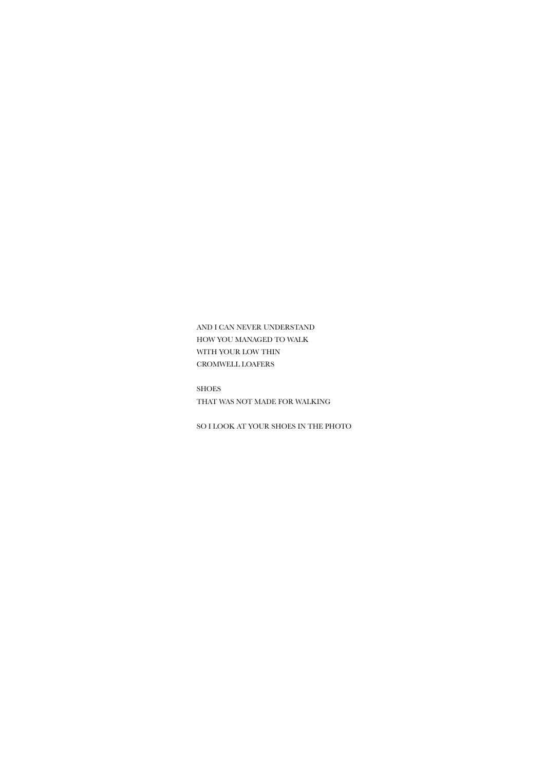AND I CAN NEVER UNDERSTAND
HOW YOU MANAGED TO WALK
WITH YOUR LOW THIN
CROMWELL LOAFERS

SHOES
THAT WAS NOT MADE FOR WALKING

SO I LOOK AT YOUR SHOES IN THE PHOTO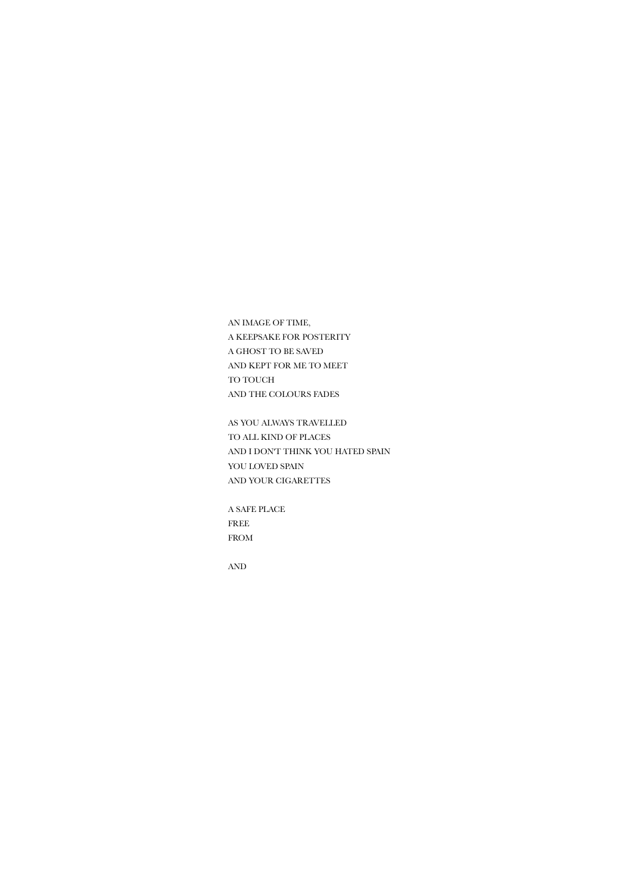AN IMAGE OF TIME,
A KEEPSAKE FOR POSTERITY
A GHOST TO BE SAVED
AND KEPT FOR ME TO MEET
TO TOUCH
AND THE COLOURS FADES

AS YOU ALWAYS TRAVELLED
TO ALL KIND OF PLACES
AND I DON'T THINK YOU HATED SPAIN
YOU LOVED SPAIN
AND YOUR CIGARETTES

A SAFE PLACE
FREE
FROM

AND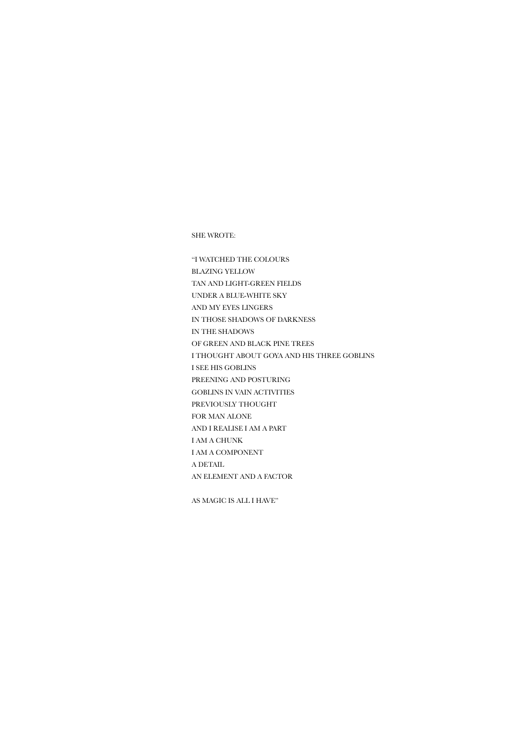SHE WROTE:

"I WATCHED THE COLOURS  
BLAZING YELLOW  
TAN AND LIGHT-GREEN FIELDS  
UNDER A BLUE-WHITE SKY  
AND MY EYES LINGERS  
IN THOSE SHADOWS OF DARKNESS  
IN THE SHADOWS  
OF GREEN AND BLACK PINE TREES  
I THOUGHT ABOUT GOYA AND HIS THREE GOBLINS  
I SEE HIS GOBLINS  
PREENING AND POSTURING  
GOBLINS IN VAIN ACTIVITIES  
PREVIOUSLY THOUGHT  
FOR MAN ALONE  
AND I REALISE I AM A PART  
I AM A CHUNK  
I AM A COMPONENT  
A DETAIL  
AN ELEMENT AND A FACTOR

AS MAGIC IS ALL I HAVE"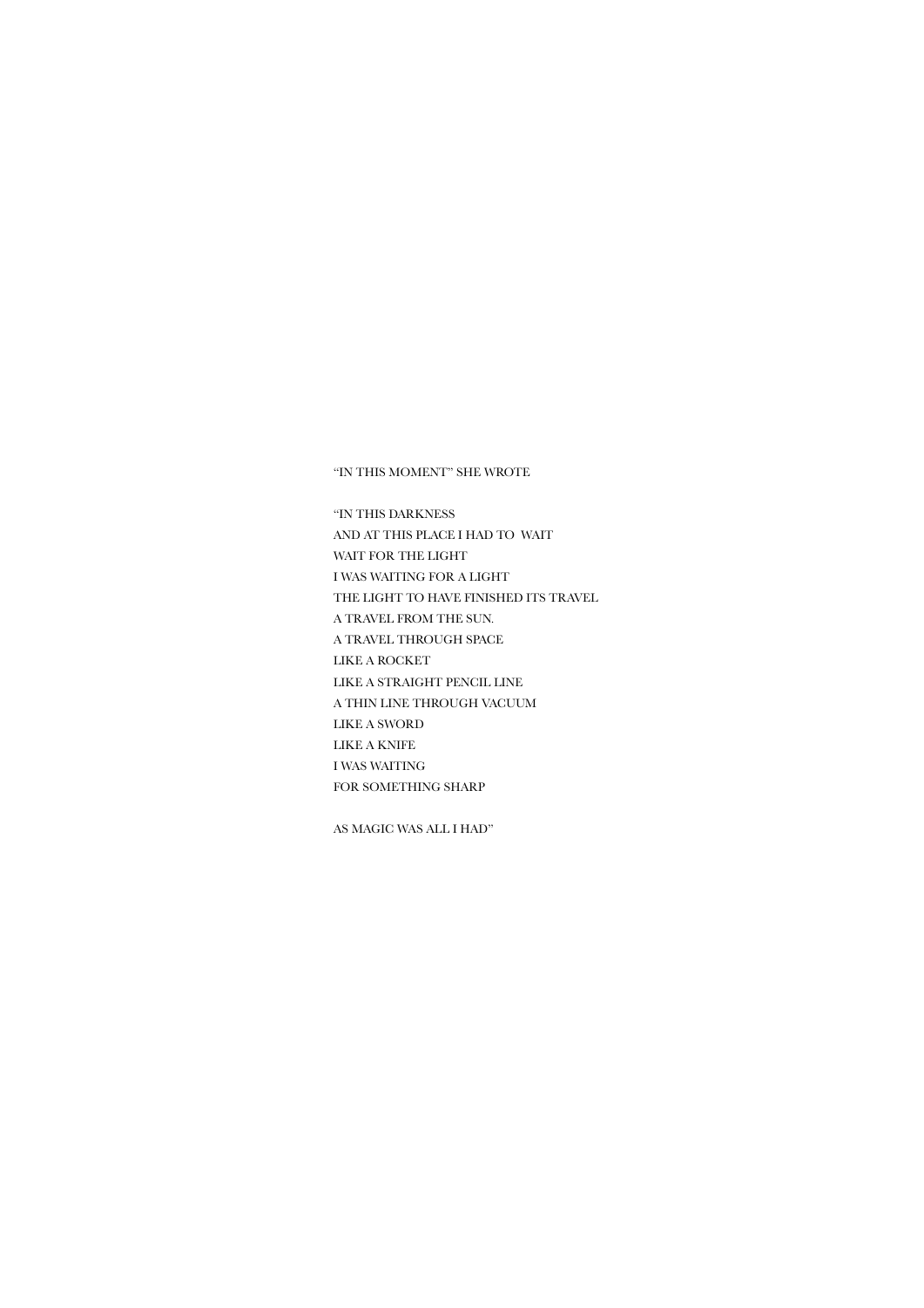"IN THIS MOMENT" SHE WROTE

"IN THIS DARKNESS  
AND AT THIS PLACE I HAD TO WAIT  
WAIT FOR THE LIGHT  
I WAS WAITING FOR A LIGHT  
THE LIGHT TO HAVE FINISHED ITS TRAVEL  
A TRAVEL FROM THE SUN.  
A TRAVEL THROUGH SPACE  
LIKE A ROCKET  
LIKE A STRAIGHT PENCIL LINE  
A THIN LINE THROUGH VACUUM  
LIKE A SWORD  
LIKE A KNIFE  
I WAS WAITING  
FOR SOMETHING SHARP

AS MAGIC WAS ALL I HAD"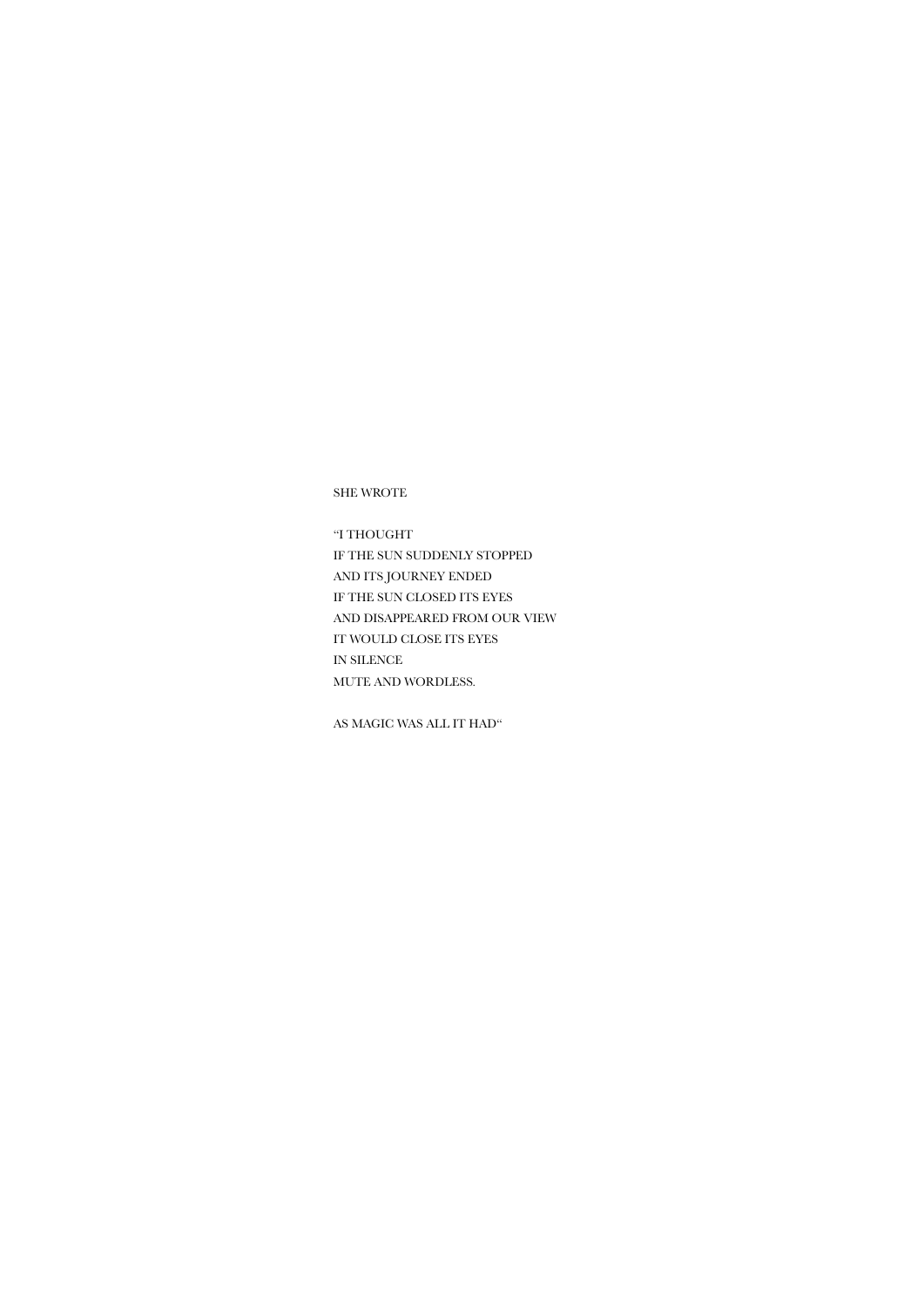SHE WROTE

“I THOUGHT  
IF THE SUN SUDDENLY STOPPED  
AND ITS JOURNEY ENDED  
IF THE SUN CLOSED ITS EYES  
AND DISAPPEARED FROM OUR VIEW  
IT WOULD CLOSE ITS EYES  
IN SILENCE  
MUTE AND WORDLESS.

AS MAGIC WAS ALL IT HAD“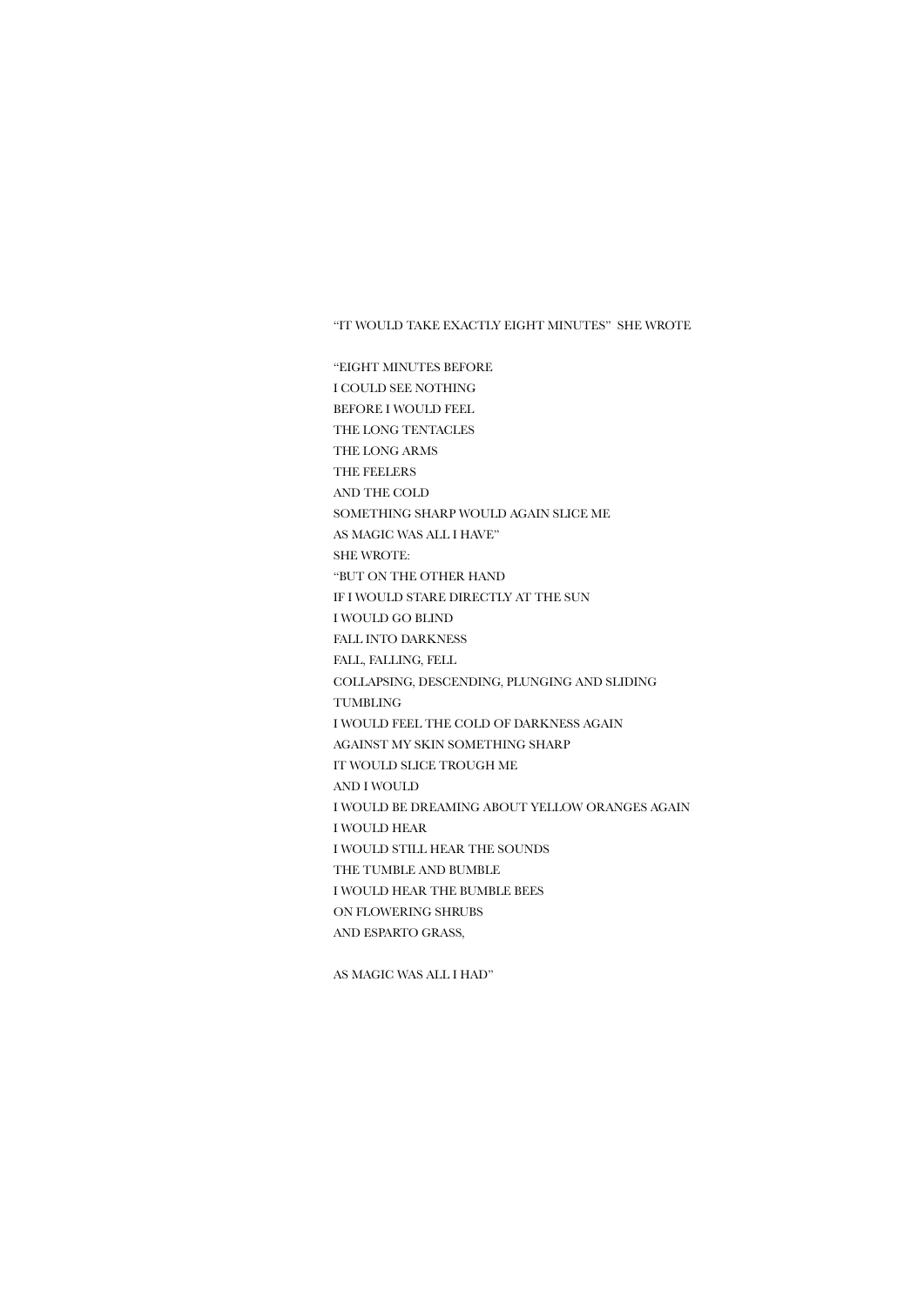"IT WOULD TAKE EXACTLY EIGHT MINUTES"  SHE WROTE

"EIGHT MINUTES BEFORE  
I COULD SEE NOTHING  
BEFORE I WOULD FEEL  
THE LONG TENTACLES  
THE LONG ARMS  
THE FEELERS  
AND THE COLD  
SOMETHING SHARP WOULD AGAIN SLICE ME  
AS MAGIC WAS ALL I HAVE"  
SHE WROTE:  
"BUT ON THE OTHER HAND  
IF I WOULD STARE DIRECTLY AT THE SUN  
I WOULD GO BLIND  
FALL INTO DARKNESS  
FALL, FALLING, FELL  
COLLAPSING, DESCENDING, PLUNGING AND SLIDING  
TUMBLING  
I WOULD FEEL THE COLD OF DARKNESS AGAIN  
AGAINST MY SKIN SOMETHING SHARP  
IT WOULD SLICE TROUGH ME  
AND I WOULD  
I WOULD BE DREAMING ABOUT YELLOW ORANGES AGAIN  
I WOULD HEAR  
I WOULD STILL HEAR THE SOUNDS  
THE TUMBLE AND BUMBLE  
I WOULD HEAR THE BUMBLE BEES  
ON FLOWERING SHRUBS  
AND ESPARTO GRASS,

AS MAGIC WAS ALL I HAD"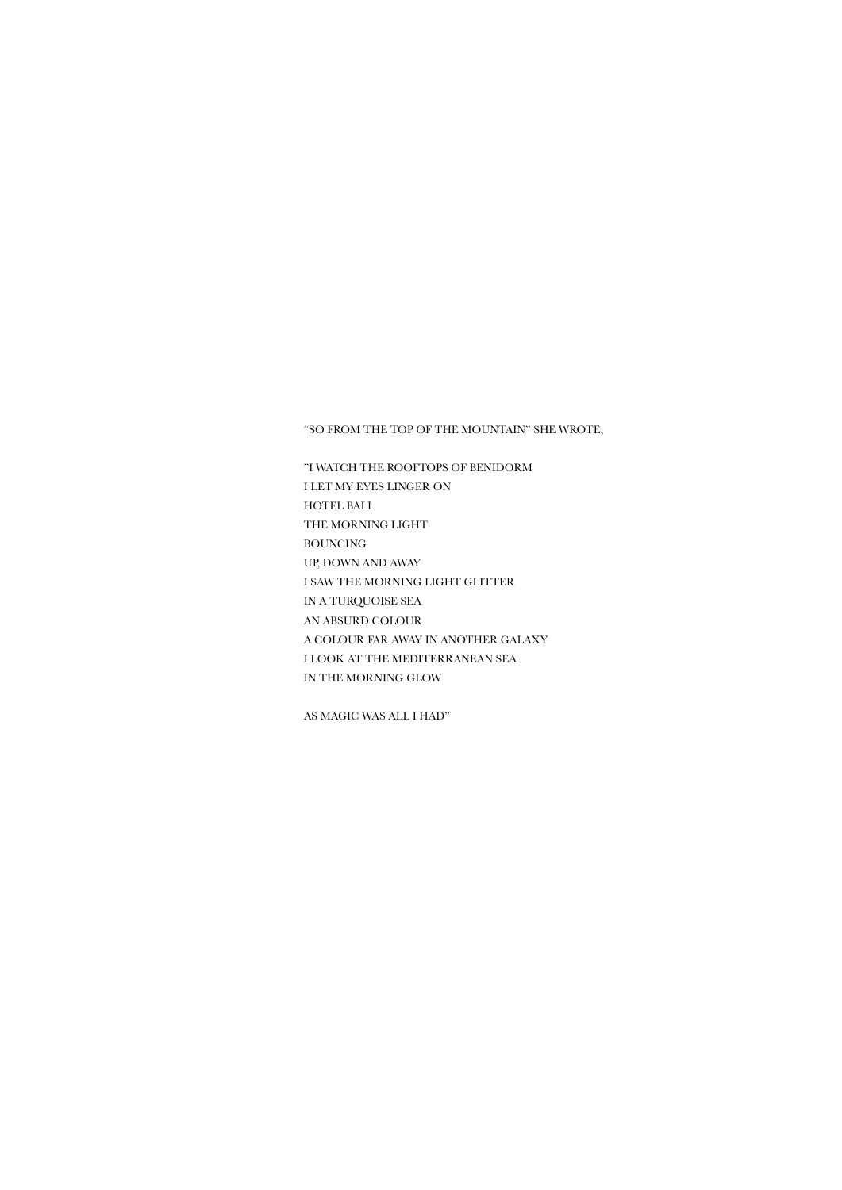"SO FROM THE TOP OF THE MOUNTAIN" SHE WROTE,

"I WATCH THE ROOFTOPS OF BENIDORM  
I LET MY EYES LINGER ON  
HOTEL BALI  
THE MORNING LIGHT  
BOUNCING  
UP, DOWN AND AWAY  
I SAW THE MORNING LIGHT GLITTER  
IN A TURQUOISE SEA  
AN ABSURD COLOUR  
A COLOUR FAR AWAY IN ANOTHER GALAXY  
I LOOK AT THE MEDITERRANEAN SEA  
IN THE MORNING GLOW

AS MAGIC WAS ALL I HAD"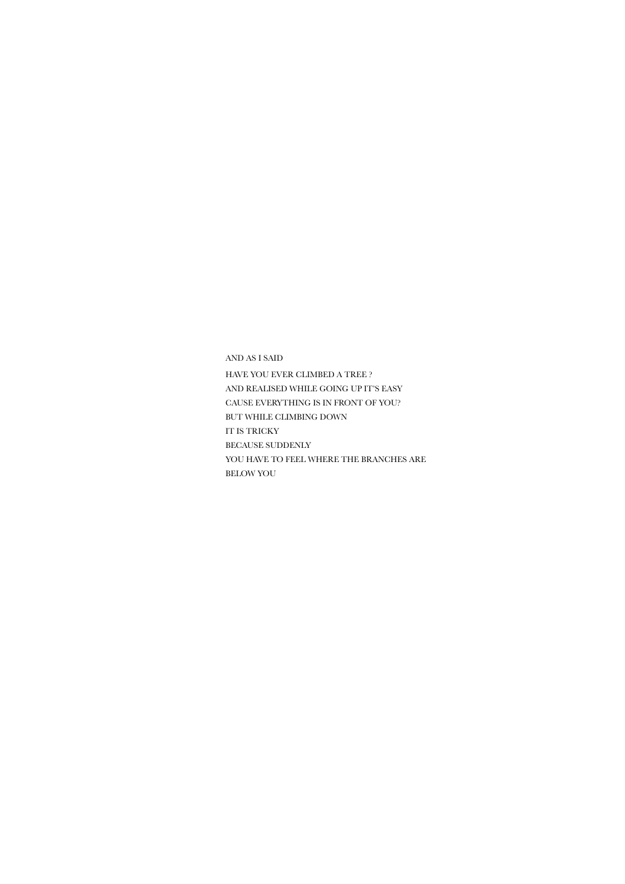AND AS I SAID

HAVE YOU EVER CLIMBED A TREE ?  
AND REALISED WHILE GOING UP IT'S EASY  
CAUSE EVERYTHING IS IN FRONT OF YOU?  
BUT WHILE CLIMBING DOWN  
IT IS TRICKY  
BECAUSE SUDDENLY  
YOU HAVE TO FEEL WHERE THE BRANCHES ARE  
BELOW YOU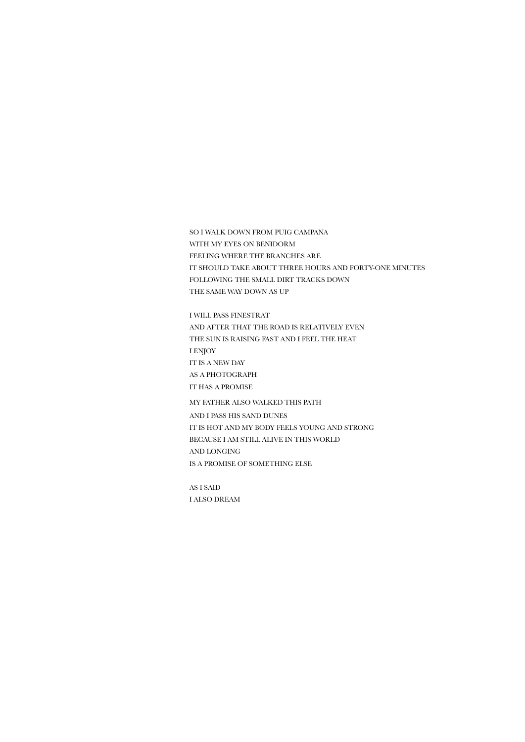SO I WALK DOWN FROM PUIG CAMPANA
WITH MY EYES ON BENIDORM
FEELING WHERE THE BRANCHES ARE
IT SHOULD TAKE ABOUT THREE HOURS AND FORTY-ONE MINUTES
FOLLOWING THE SMALL DIRT TRACKS DOWN
THE SAME WAY DOWN AS UP

I WILL PASS FINESTRAT
AND AFTER THAT THE ROAD IS RELATIVELY EVEN
THE SUN IS RAISING FAST AND I FEEL THE HEAT
I ENJOY
IT IS A NEW DAY
AS A PHOTOGRAPH
IT HAS A PROMISE
MY FATHER ALSO WALKED THIS PATH
AND I PASS HIS SAND DUNES
IT IS HOT AND MY BODY FEELS YOUNG AND STRONG
BECAUSE I AM STILL ALIVE IN THIS WORLD
AND LONGING
IS A PROMISE OF SOMETHING ELSE

AS I SAID
I ALSO DREAM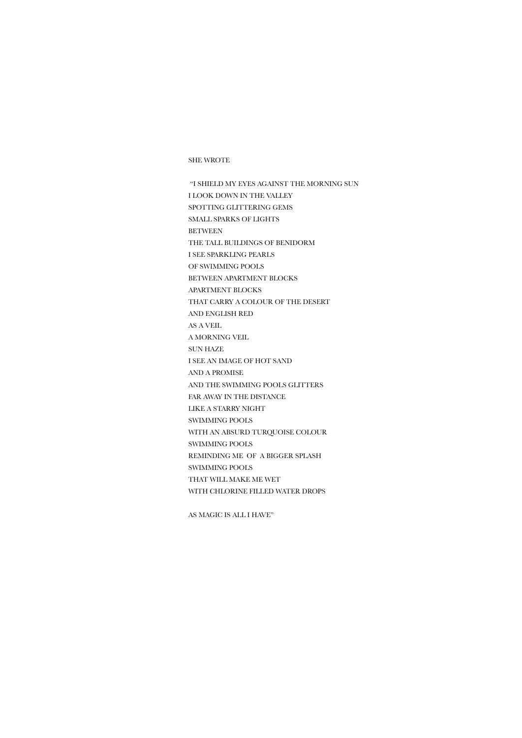SHE WROTE

"I SHIELD MY EYES AGAINST THE MORNING SUN
I LOOK DOWN IN THE VALLEY
SPOTTING GLITTERING GEMS
SMALL SPARKS OF LIGHTS
BETWEEN
THE TALL BUILDINGS OF BENIDORM
I SEE SPARKLING PEARLS
OF SWIMMING POOLS
BETWEEN APARTMENT BLOCKS
APARTMENT BLOCKS
THAT CARRY A COLOUR OF THE DESERT
AND ENGLISH RED
AS A VEIL
A MORNING VEIL
SUN HAZE
I SEE AN IMAGE OF HOT SAND
AND A PROMISE
AND THE SWIMMING POOLS GLITTERS
FAR AWAY IN THE DISTANCE
LIKE A STARRY NIGHT
SWIMMING POOLS
WITH AN ABSURD TURQUOISE COLOUR
SWIMMING POOLS
REMINDING ME OF A BIGGER SPLASH
SWIMMING POOLS
THAT WILL MAKE ME WET
WITH CHLORINE FILLED WATER DROPS

AS MAGIC IS ALL I HAVE"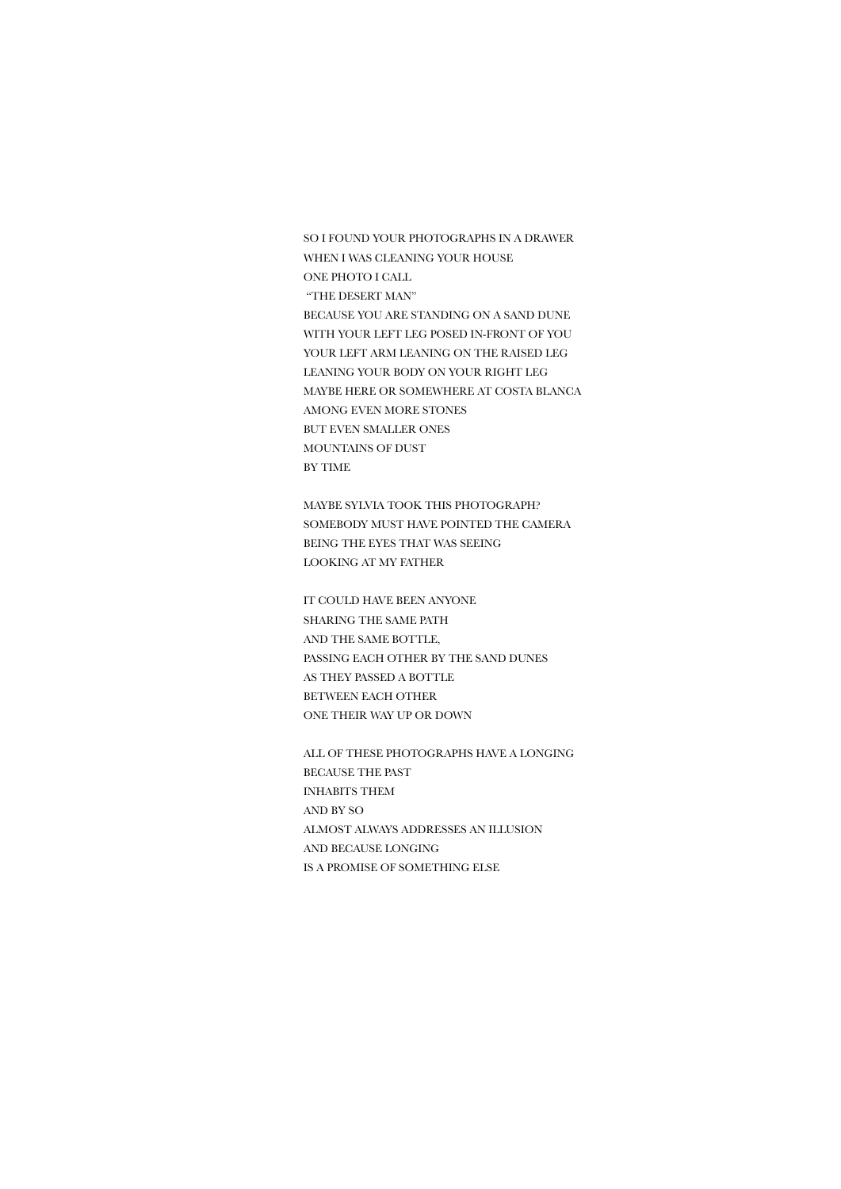SO I FOUND YOUR PHOTOGRAPHS IN A DRAWER
WHEN I WAS CLEANING YOUR HOUSE
ONE PHOTO I CALL
"THE DESERT MAN"
BECAUSE YOU ARE STANDING ON A SAND DUNE
WITH YOUR LEFT LEG POSED IN-FRONT OF YOU
YOUR LEFT ARM LEANING ON THE RAISED LEG
LEANING YOUR BODY ON YOUR RIGHT LEG
MAYBE HERE OR SOMEWHERE AT COSTA BLANCA
AMONG EVEN MORE STONES
BUT EVEN SMALLER ONES
MOUNTAINS OF DUST
BY TIME

MAYBE SYLVIA TOOK THIS PHOTOGRAPH?
SOMEBODY MUST HAVE POINTED THE CAMERA
BEING THE EYES THAT WAS SEEING
LOOKING AT MY FATHER

IT COULD HAVE BEEN ANYONE
SHARING THE SAME PATH
AND THE SAME BOTTLE,
PASSING EACH OTHER BY THE SAND DUNES
AS THEY PASSED A BOTTLE
BETWEEN EACH OTHER
ONE THEIR WAY UP OR DOWN

ALL OF THESE PHOTOGRAPHS HAVE A LONGING
BECAUSE THE PAST
INHABITS THEM
AND BY SO
ALMOST ALWAYS ADDRESSES AN ILLUSION
AND BECAUSE LONGING
IS A PROMISE OF SOMETHING ELSE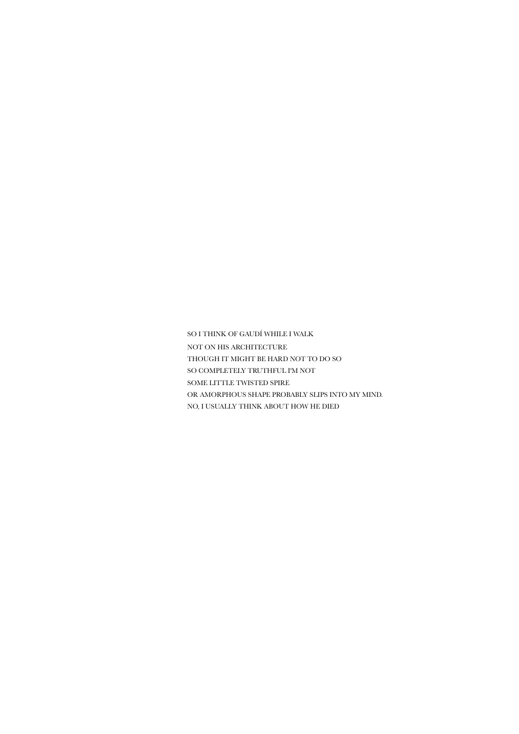SO I THINK OF GAUDÍ WHILE I WALK
NOT ON HIS ARCHITECTURE
THOUGH IT MIGHT BE HARD NOT TO DO SO
SO COMPLETELY TRUTHFUL I'M NOT
SOME LITTLE TWISTED SPIRE
OR AMORPHOUS SHAPE PROBABLY SLIPS INTO MY MIND.
NO, I USUALLY THINK ABOUT HOW HE DIED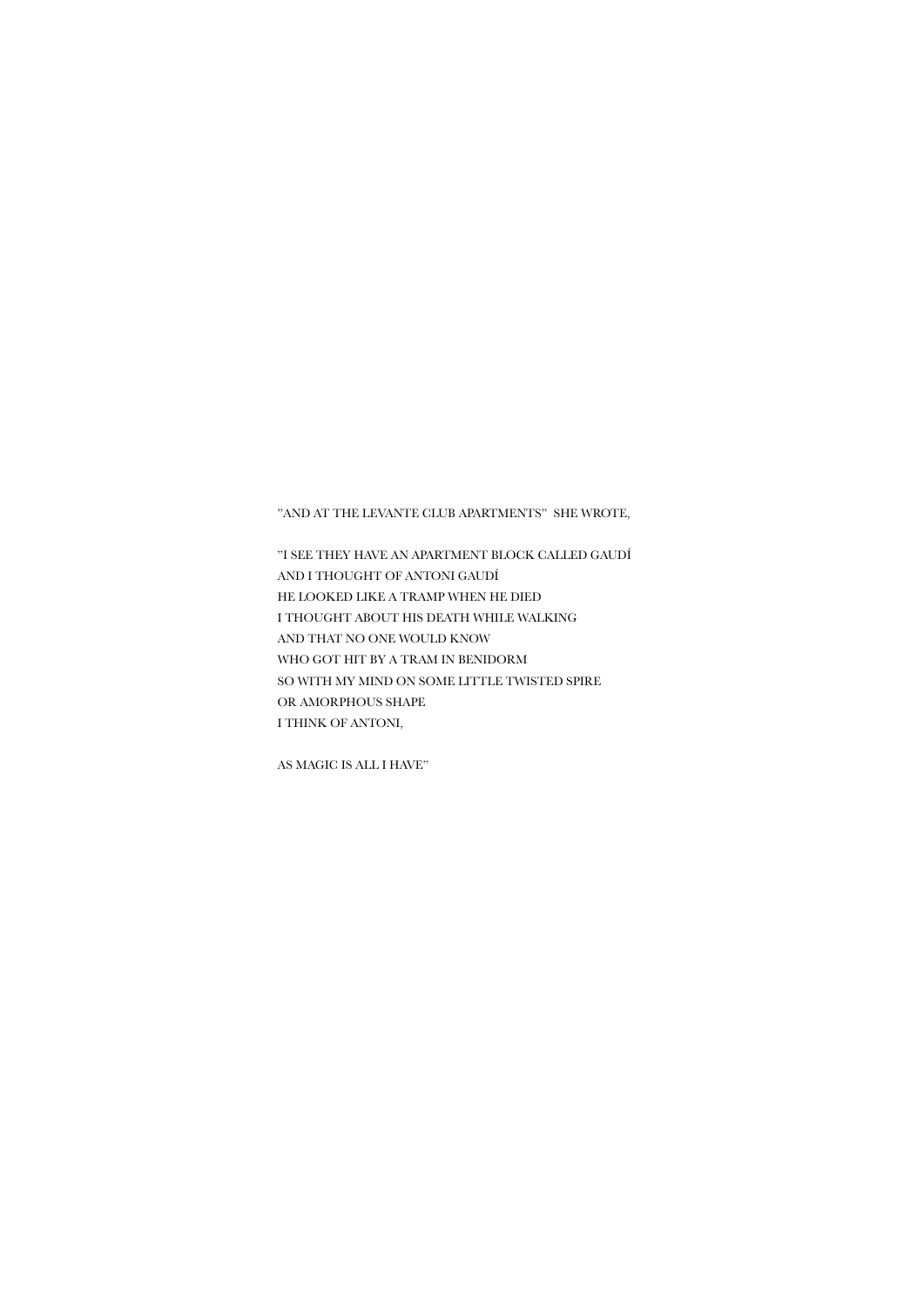"AND AT THE LEVANTE CLUB APARTMENTS" SHE WROTE,

"I SEE THEY HAVE AN APARTMENT BLOCK CALLED GAUDÍ  
AND I THOUGHT OF ANTONI GAUDÍ  
HE LOOKED LIKE A TRAMP WHEN HE DIED  
I THOUGHT ABOUT HIS DEATH WHILE WALKING  
AND THAT NO ONE WOULD KNOW  
WHO GOT HIT BY A TRAM IN BENIDORM  
SO WITH MY MIND ON SOME LITTLE TWISTED SPIRE  
OR AMORPHOUS SHAPE  
I THINK OF ANTONI,

AS MAGIC IS ALL I HAVE"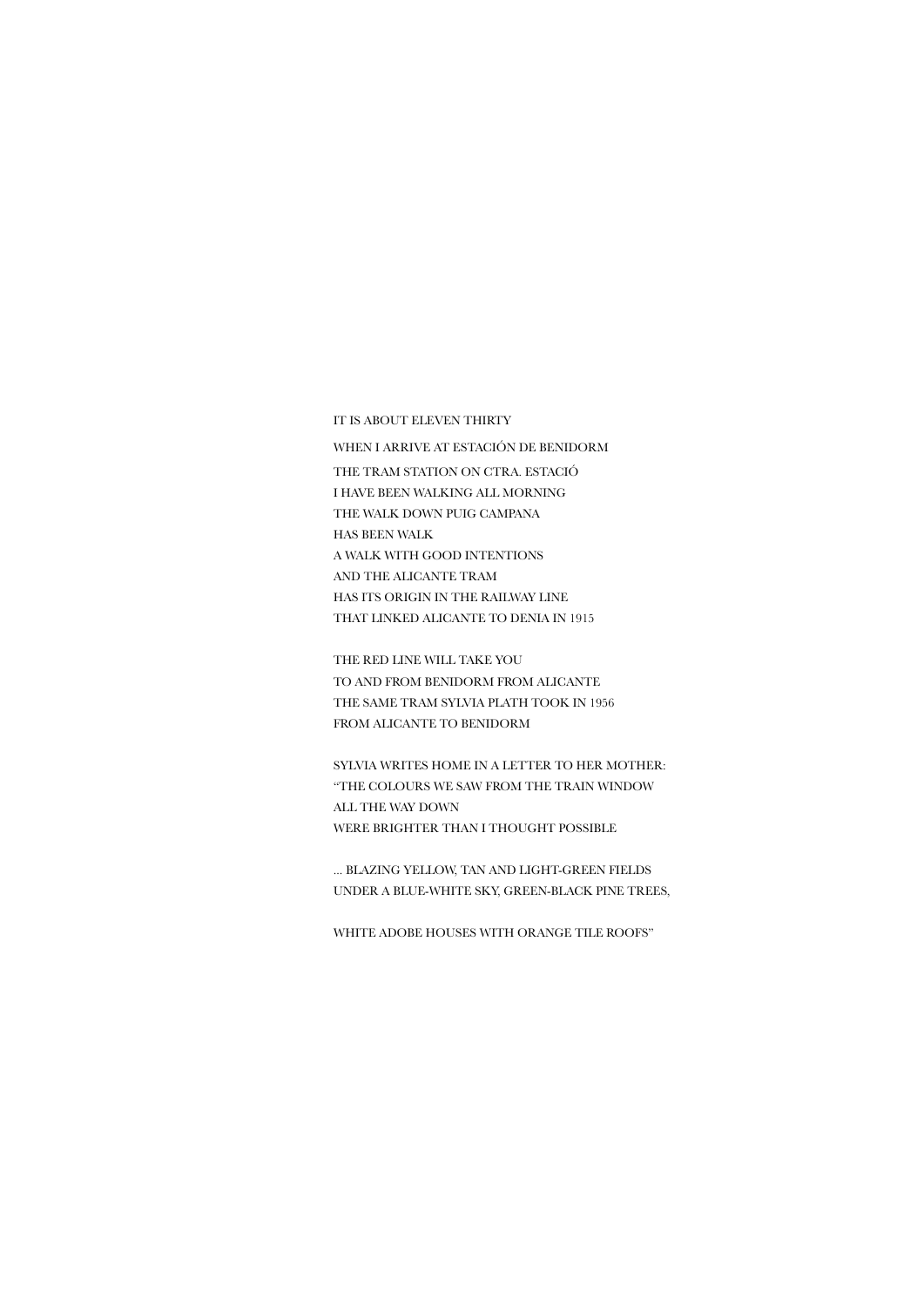IT IS ABOUT ELEVEN THIRTY  
WHEN I ARRIVE AT ESTACIÓN DE BENIDORM  
THE TRAM STATION ON CTRA. ESTACIÓ  
I HAVE BEEN WALKING ALL MORNING  
THE WALK DOWN PUIG CAMPANA  
HAS BEEN WALK  
A WALK WITH GOOD INTENTIONS  
AND THE ALICANTE TRAM  
HAS ITS ORIGIN IN THE RAILWAY LINE  
THAT LINKED ALICANTE TO DENIA IN 1915

THE RED LINE WILL TAKE YOU  
TO AND FROM BENIDORM FROM ALICANTE  
THE SAME TRAM SYLVIA PLATH TOOK IN 1956  
FROM ALICANTE TO BENIDORM

SYLVIA WRITES HOME IN A LETTER TO HER MOTHER:  
"THE COLOURS WE SAW FROM THE TRAIN WINDOW  
ALL THE WAY DOWN  
WERE BRIGHTER THAN I THOUGHT POSSIBLE

... BLAZING YELLOW, TAN AND LIGHT-GREEN FIELDS  
UNDER A BLUE-WHITE SKY, GREEN-BLACK PINE TREES,

WHITE ADOBE HOUSES WITH ORANGE TILE ROOFS"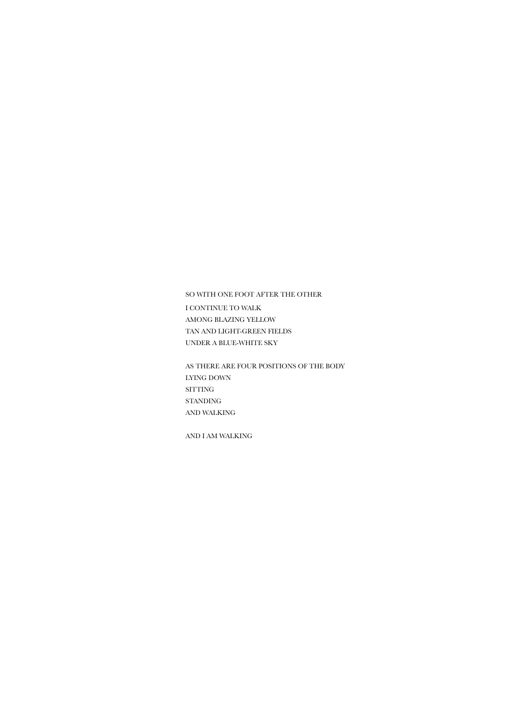SO WITH ONE FOOT AFTER THE OTHER
I CONTINUE TO WALK
AMONG BLAZING YELLOW
TAN AND LIGHT-GREEN FIELDS
UNDER A BLUE-WHITE SKY

AS THERE ARE FOUR POSITIONS OF THE BODY
LYING DOWN
SITTING
STANDING
AND WALKING

AND I AM WALKING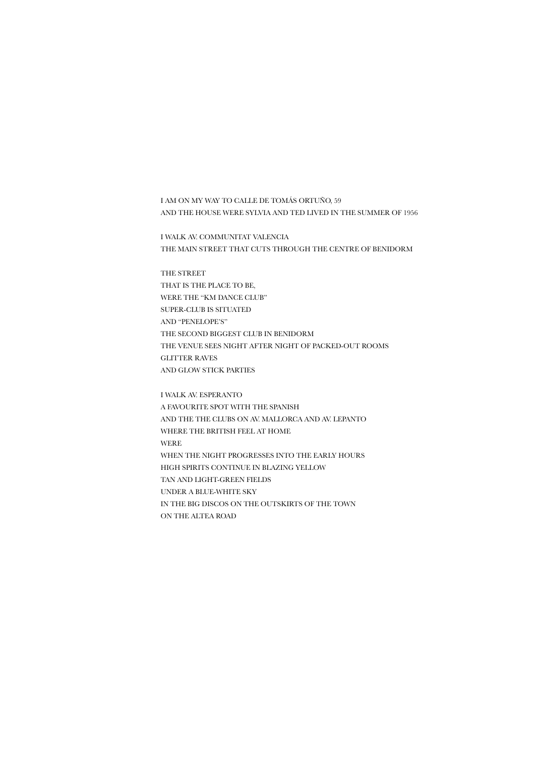I AM ON MY WAY TO CALLE DE TOMÁS ORTUÑO, 59
AND THE HOUSE WERE SYLVIA AND TED LIVED IN THE SUMMER OF 1956

I WALK AV. COMMUNITAT VALENCIA
THE MAIN STREET THAT CUTS THROUGH THE CENTRE OF BENIDORM

THE STREET
THAT IS THE PLACE TO BE,
WERE THE "KM DANCE CLUB"
SUPER-CLUB IS SITUATED
AND "PENELOPE'S"
THE SECOND BIGGEST CLUB IN BENIDORM
THE VENUE SEES NIGHT AFTER NIGHT OF PACKED-OUT ROOMS
GLITTER RAVES
AND GLOW STICK PARTIES

I WALK AV. ESPERANTO
A FAVOURITE SPOT WITH THE SPANISH
AND THE THE CLUBS ON AV. MALLORCA AND AV. LEPANTO
WHERE THE BRITISH FEEL AT HOME
WERE
WHEN THE NIGHT PROGRESSES INTO THE EARLY HOURS
HIGH SPIRITS CONTINUE IN BLAZING YELLOW
TAN AND LIGHT-GREEN FIELDS
UNDER A BLUE-WHITE SKY
IN THE BIG DISCOS ON THE OUTSKIRTS OF THE TOWN
ON THE ALTEA ROAD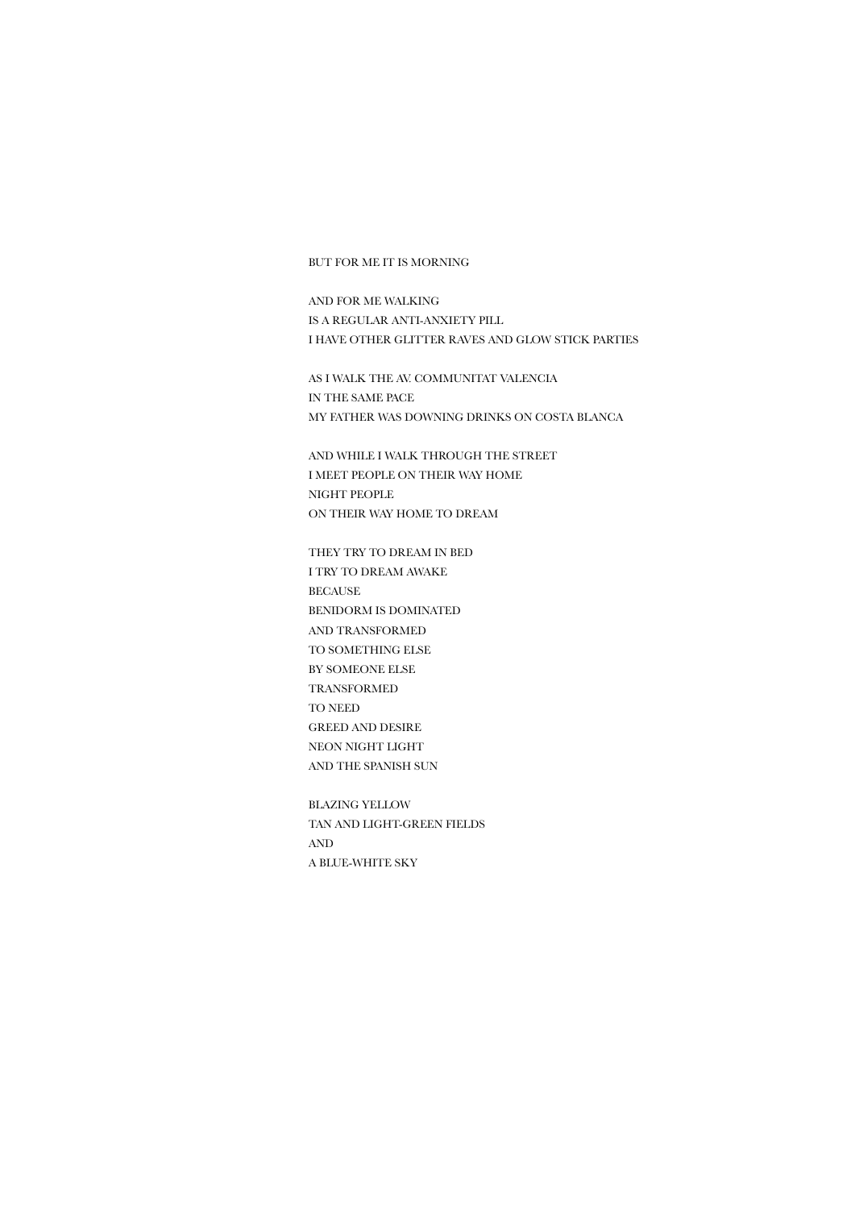BUT FOR ME IT IS MORNING

AND FOR ME WALKING  
IS A REGULAR ANTI-ANXIETY PILL  
I HAVE OTHER GLITTER RAVES AND GLOW STICK PARTIES

AS I WALK THE AV. COMMUNITAT VALENCIA  
IN THE SAME PACE  
MY FATHER WAS DOWNING DRINKS ON COSTA BLANCA

AND WHILE I WALK THROUGH THE STREET  
I MEET PEOPLE ON THEIR WAY HOME  
NIGHT PEOPLE  
ON THEIR WAY HOME TO DREAM

THEY TRY TO DREAM IN BED  
I TRY TO DREAM AWAKE  
BECAUSE  
BENIDORM IS DOMINATED  
AND TRANSFORMED  
TO SOMETHING ELSE  
BY SOMEONE ELSE  
TRANSFORMED  
TO NEED  
GREED AND DESIRE  
NEON NIGHT LIGHT  
AND THE SPANISH SUN

BLAZING YELLOW  
TAN AND LIGHT-GREEN FIELDS  
AND  
A BLUE-WHITE SKY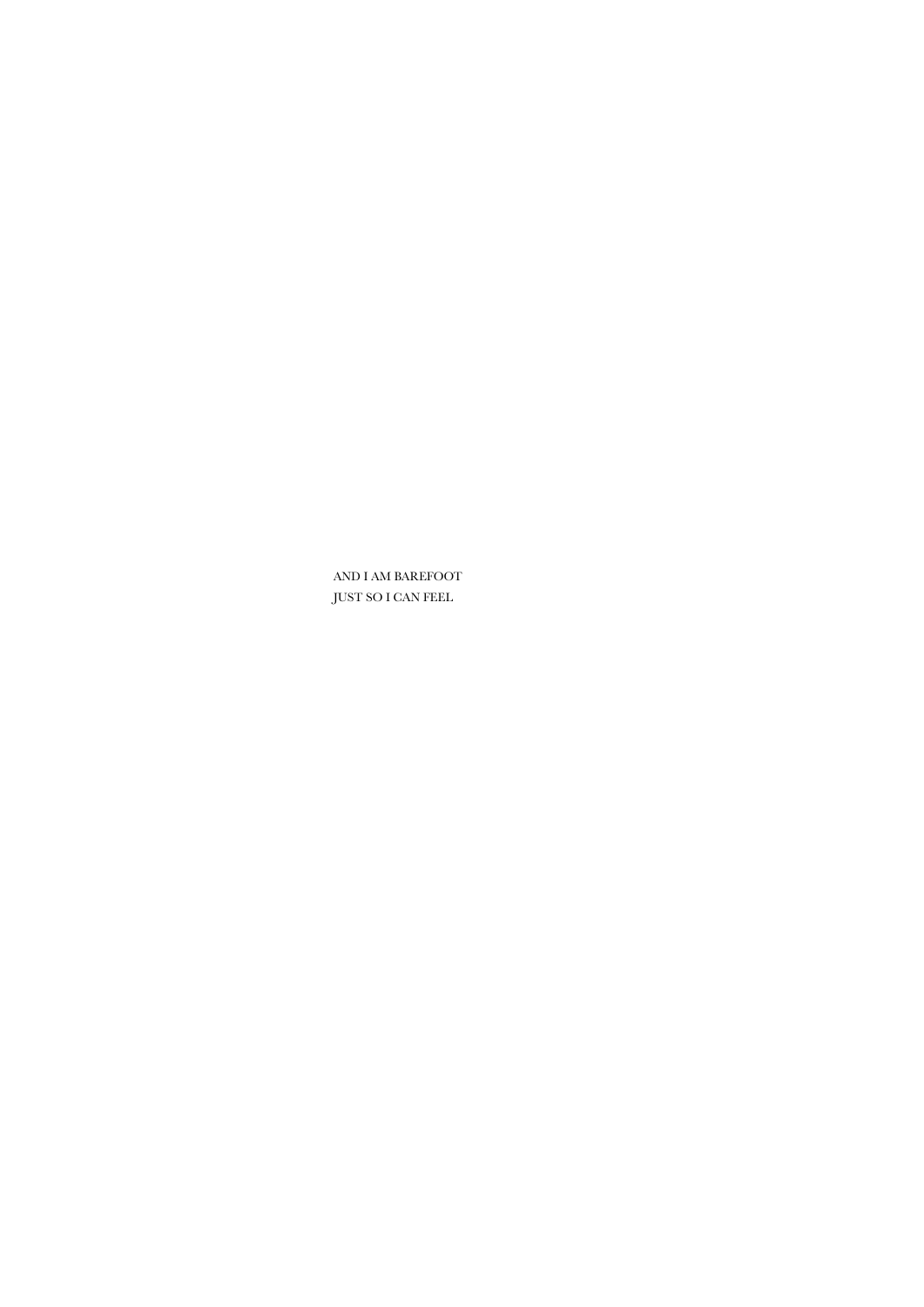AND I AM BAREFOOT
JUST SO I CAN FEEL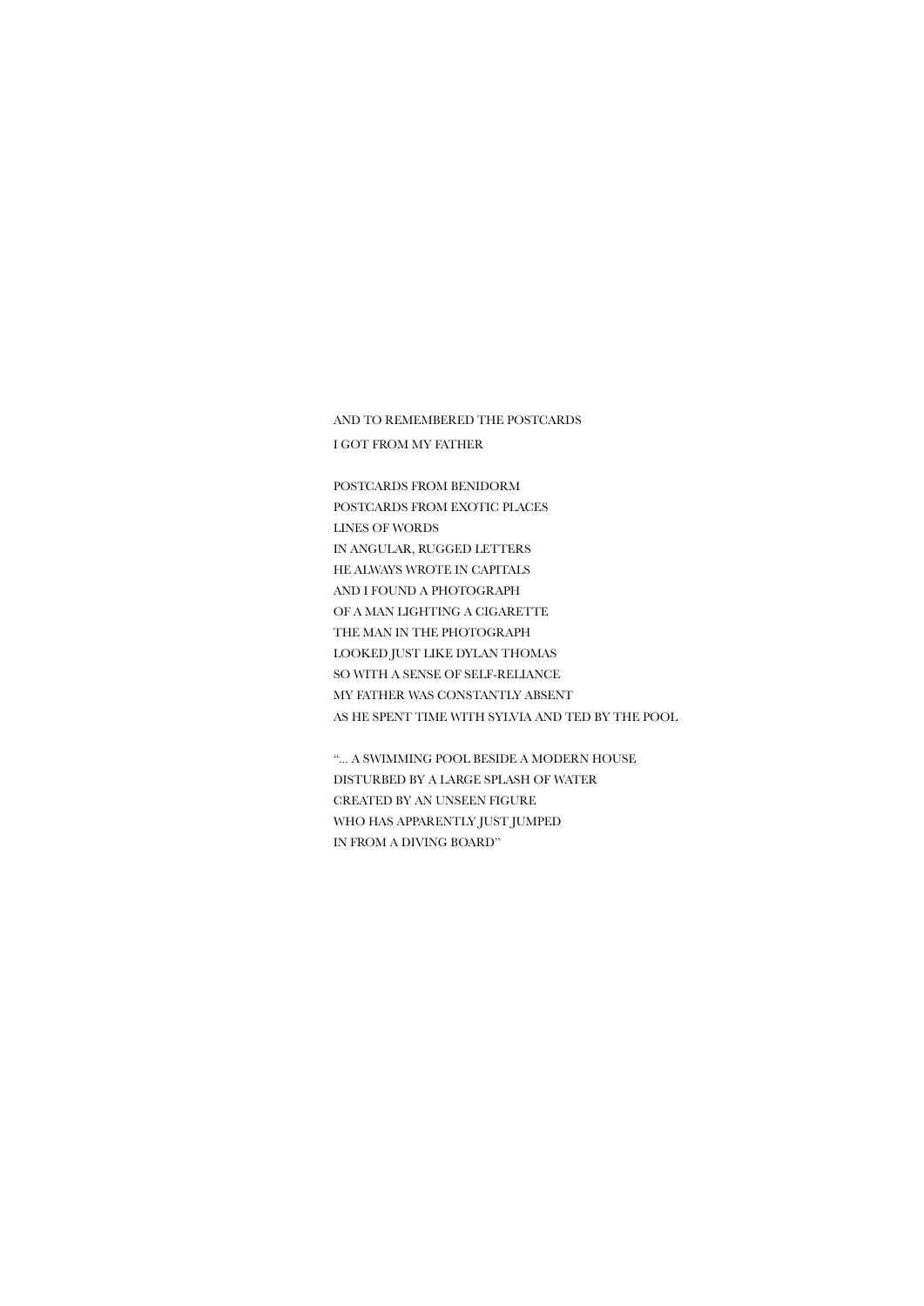AND TO REMEMBERED THE POSTCARDS
I GOT FROM MY FATHER

POSTCARDS FROM BENIDORM
POSTCARDS FROM EXOTIC PLACES
LINES OF WORDS
IN ANGULAR, RUGGED LETTERS
HE ALWAYS WROTE IN CAPITALS
AND I FOUND A PHOTOGRAPH
OF A MAN LIGHTING A CIGARETTE
THE MAN IN THE PHOTOGRAPH
LOOKED JUST LIKE DYLAN THOMAS
SO WITH A SENSE OF SELF-RELIANCE
MY FATHER WAS CONSTANTLY ABSENT
AS HE SPENT TIME WITH SYLVIA AND TED BY THE POOL

"... A SWIMMING POOL BESIDE A MODERN HOUSE
DISTURBED BY A LARGE SPLASH OF WATER
CREATED BY AN UNSEEN FIGURE
WHO HAS APPARENTLY JUST JUMPED
IN FROM A DIVING BOARD"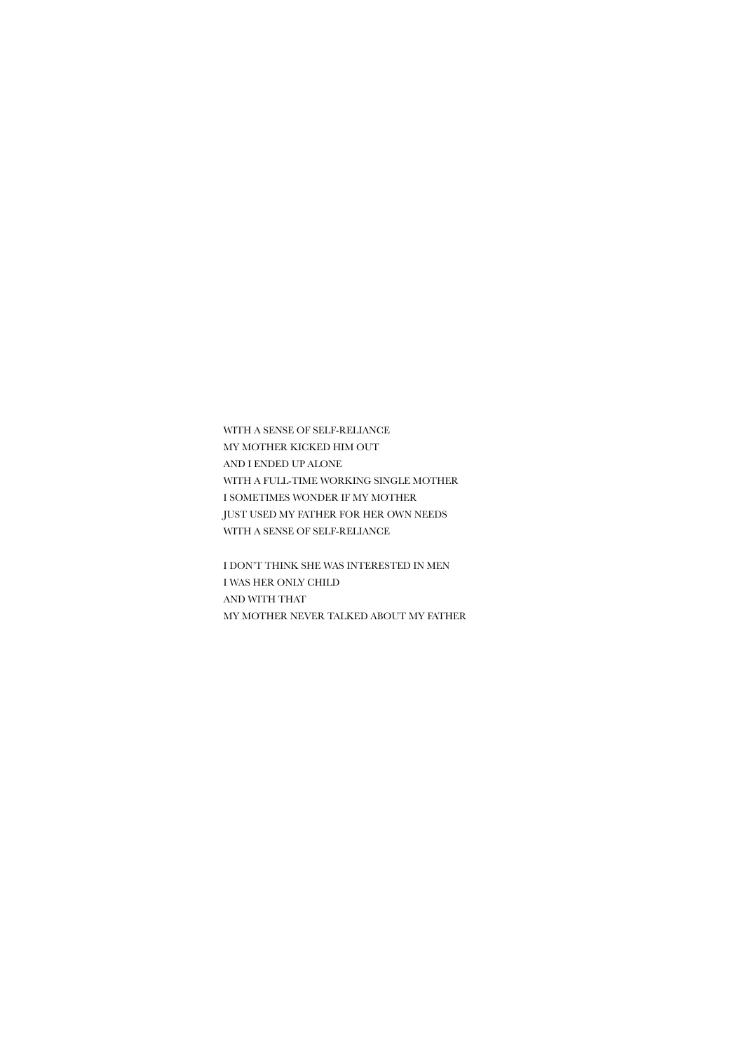WITH A SENSE OF SELF-RELIANCE
MY MOTHER KICKED HIM OUT
AND I ENDED UP ALONE
WITH A FULL-TIME WORKING SINGLE MOTHER
I SOMETIMES WONDER IF MY MOTHER
JUST USED MY FATHER FOR HER OWN NEEDS
WITH A SENSE OF SELF-RELIANCE

I DON'T THINK SHE WAS INTERESTED IN MEN
I WAS HER ONLY CHILD
AND WITH THAT
MY MOTHER NEVER TALKED ABOUT MY FATHER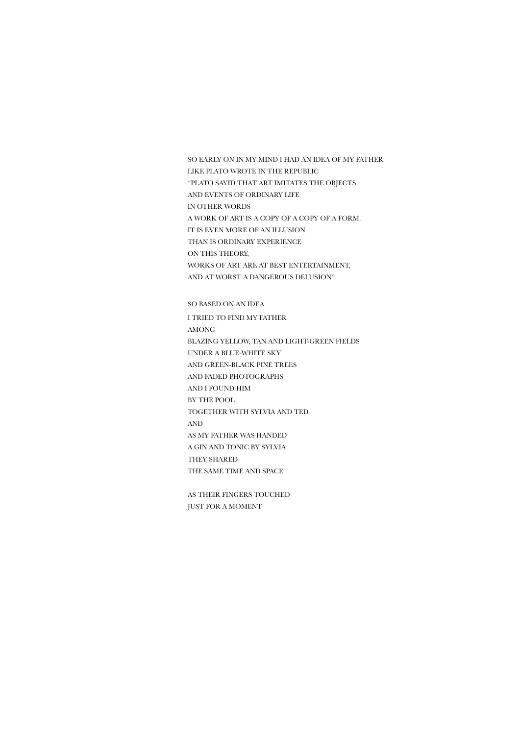SO EARLY ON IN MY MIND I HAD AN IDEA OF MY FATHER
LIKE PLATO WROTE IN THE REPUBLIC
"PLATO SAYID THAT ART IMITATES THE OBJECTS
AND EVENTS OF ORDINARY LIFE
IN OTHER WORDS
A WORK OF ART IS A COPY OF A COPY OF A FORM.
IT IS EVEN MORE OF AN ILLUSION
THAN IS ORDINARY EXPERIENCE
ON THIS THEORY,
WORKS OF ART ARE AT BEST ENTERTAINMENT,
AND AT WORST A DANGEROUS DELUSION"

SO BASED ON AN IDEA
I TRIED TO FIND MY FATHER
AMONG
BLAZING YELLOW, TAN AND LIGHT-GREEN FIELDS
UNDER A BLUE-WHITE SKY
AND GREEN-BLACK PINE TREES
AND FADED PHOTOGRAPHS
AND I FOUND HIM
BY THE POOL
TOGETHER WITH SYLVIA AND TED
AND
AS MY FATHER WAS HANDED
A GIN AND TONIC BY SYLVIA
THEY SHARED
THE SAME TIME AND SPACE

AS THEIR FINGERS TOUCHED
JUST FOR A MOMENT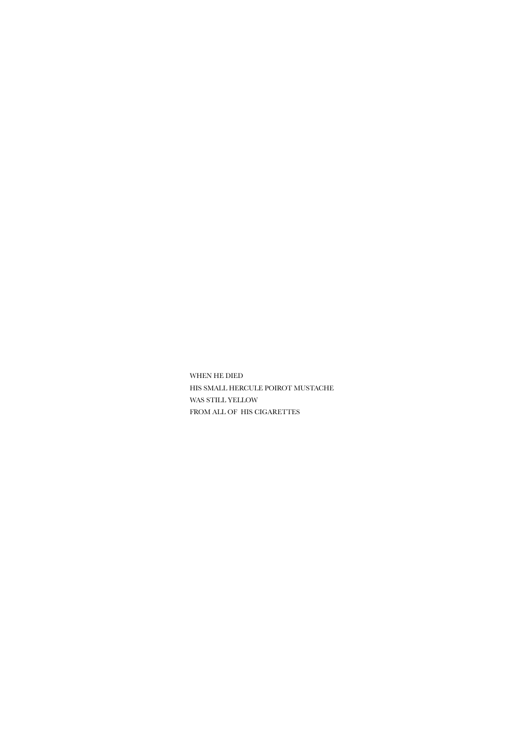WHEN HE DIED
HIS SMALL HERCULE POIROT MUSTACHE
WAS STILL YELLOW
FROM ALL OF  HIS CIGARETTES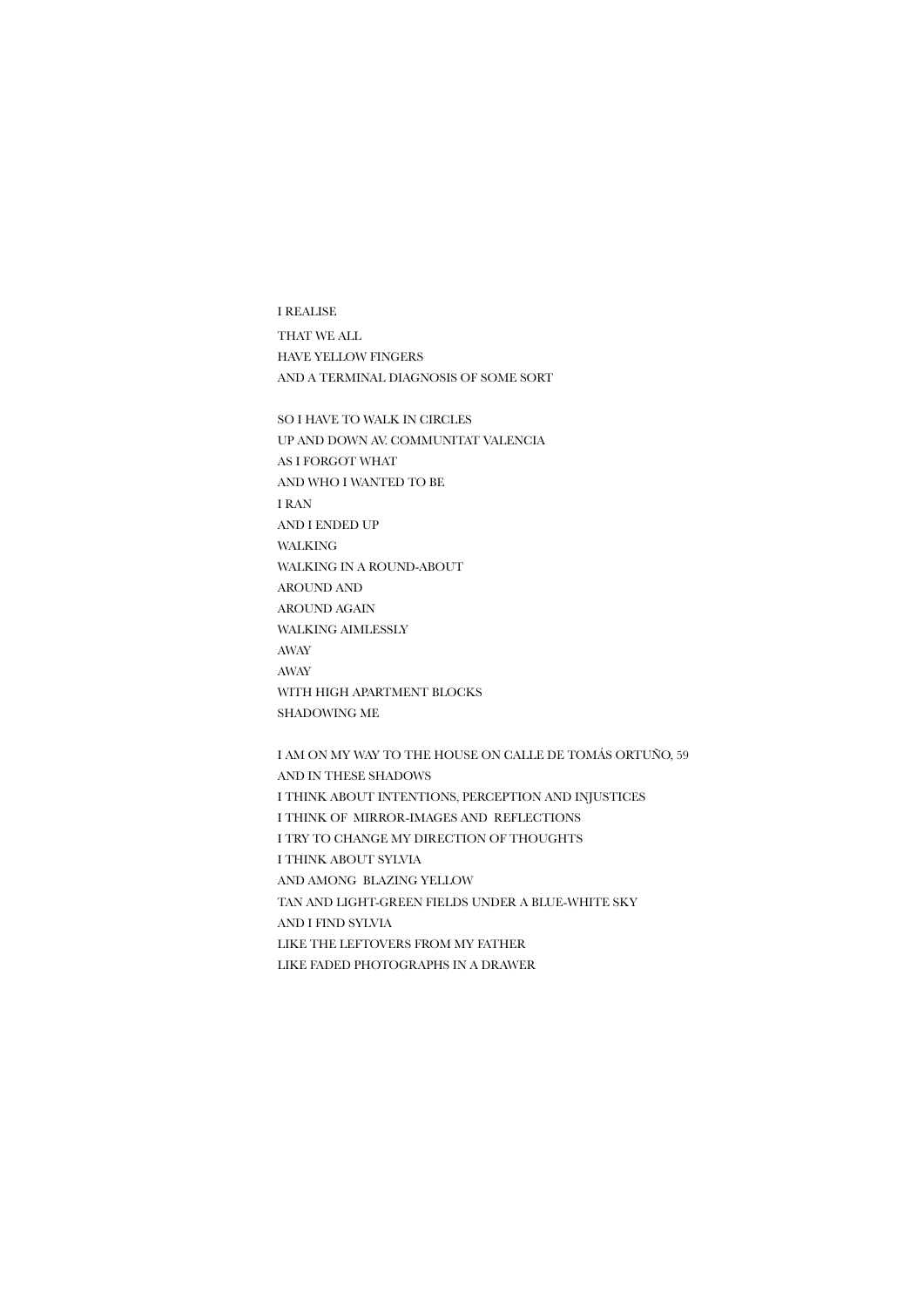I REALISE  
THAT WE ALL  
HAVE YELLOW FINGERS  
AND A TERMINAL DIAGNOSIS OF SOME SORT

SO I HAVE TO WALK IN CIRCLES  
UP AND DOWN AV. COMMUNITAT VALENCIA  
AS I FORGOT WHAT  
AND WHO I WANTED TO BE  
I RAN  
AND I ENDED UP  
WALKING  
WALKING IN A ROUND-ABOUT  
AROUND AND  
AROUND AGAIN  
WALKING AIMLESSLY  
AWAY  
AWAY  
WITH HIGH APARTMENT BLOCKS  
SHADOWING ME

I AM ON MY WAY TO THE HOUSE ON CALLE DE TOMÁS ORTUÑO, 59  
AND IN THESE SHADOWS  
I THINK ABOUT INTENTIONS, PERCEPTION AND INJUSTICES  
I THINK OF MIRROR-IMAGES AND REFLECTIONS  
I TRY TO CHANGE MY DIRECTION OF THOUGHTS  
I THINK ABOUT SYLVIA  
AND AMONG BLAZING YELLOW  
TAN AND LIGHT-GREEN FIELDS UNDER A BLUE-WHITE SKY  
AND I FIND SYLVIA  
LIKE THE LEFTOVERS FROM MY FATHER  
LIKE FADED PHOTOGRAPHS IN A DRAWER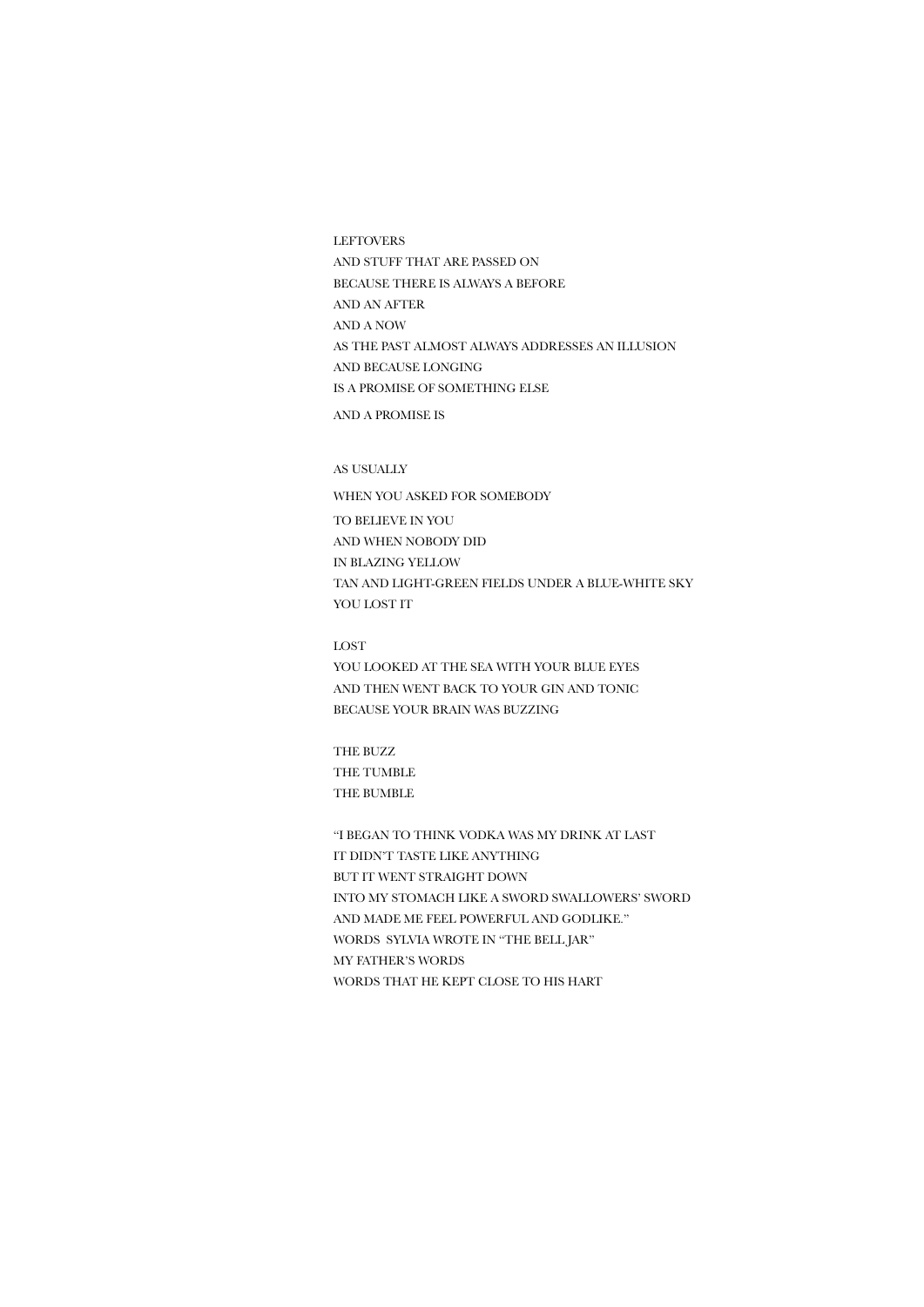LEFTOVERS
AND STUFF THAT ARE PASSED ON
BECAUSE THERE IS ALWAYS A BEFORE
AND AN AFTER
AND A NOW
AS THE PAST ALMOST ALWAYS ADDRESSES AN ILLUSION
AND BECAUSE LONGING
IS A PROMISE OF SOMETHING ELSE
AND A PROMISE IS

AS USUALLY
WHEN YOU ASKED FOR SOMEBODY
TO BELIEVE IN YOU
AND WHEN NOBODY DID
IN BLAZING YELLOW
TAN AND LIGHT-GREEN FIELDS UNDER A BLUE-WHITE SKY
YOU LOST IT

LOST
YOU LOOKED AT THE SEA WITH YOUR BLUE EYES
AND THEN WENT BACK TO YOUR GIN AND TONIC
BECAUSE YOUR BRAIN WAS BUZZING

THE BUZZ
THE TUMBLE
THE BUMBLE

"I BEGAN TO THINK VODKA WAS MY DRINK AT LAST
IT DIDN'T TASTE LIKE ANYTHING
BUT IT WENT STRAIGHT DOWN
INTO MY STOMACH LIKE A SWORD SWALLOWERS' SWORD
AND MADE ME FEEL POWERFUL AND GODLIKE."
WORDS SYLVIA WROTE IN "THE BELL JAR"
MY FATHER'S WORDS
WORDS THAT HE KEPT CLOSE TO HIS HART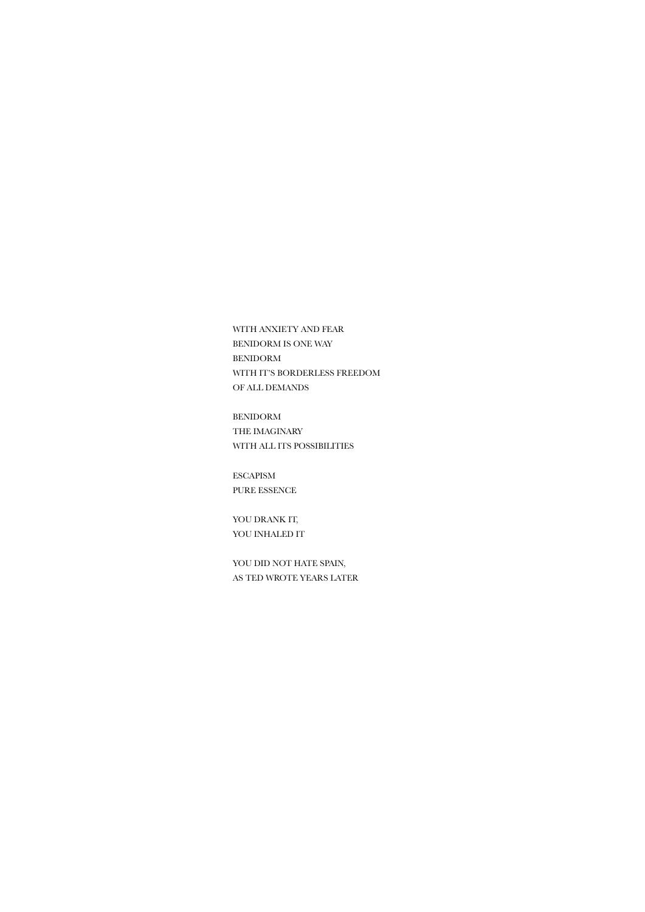WITH ANXIETY AND FEAR
BENIDORM IS ONE WAY
BENIDORM
WITH IT'S BORDERLESS FREEDOM
OF ALL DEMANDS

BENIDORM
THE IMAGINARY
WITH ALL ITS POSSIBILITIES

ESCAPISM
PURE ESSENCE

YOU DRANK IT,
YOU INHALED IT

YOU DID NOT HATE SPAIN,
AS TED WROTE YEARS LATER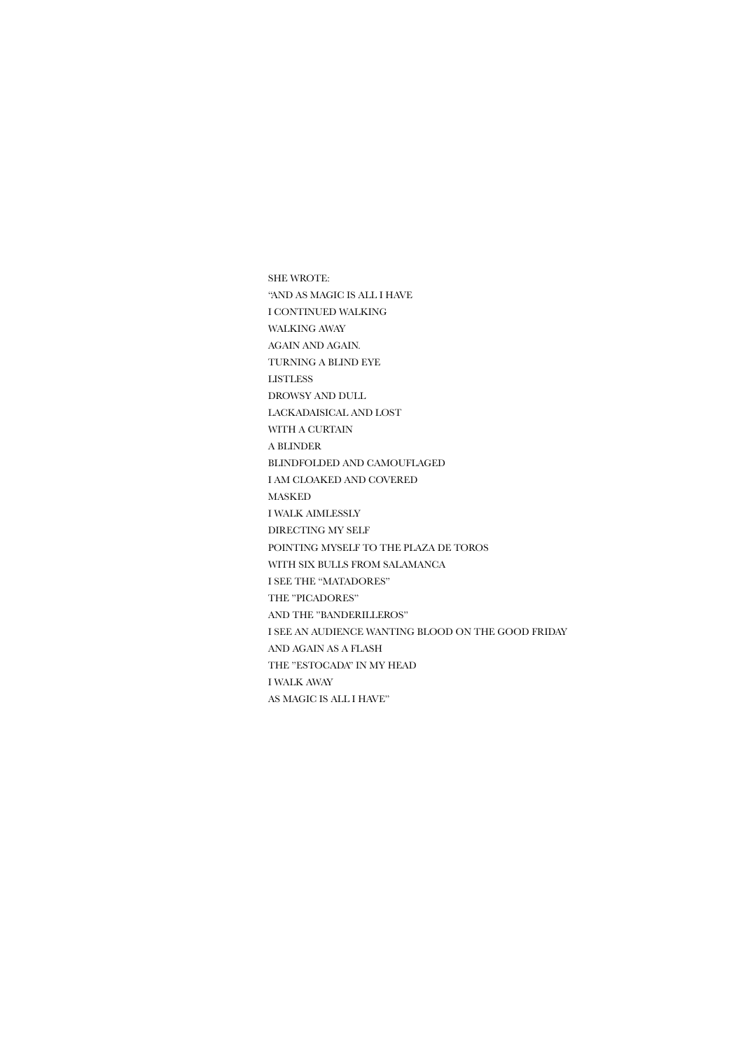SHE WROTE:

"AND AS MAGIC IS ALL I HAVE

I CONTINUED WALKING

WALKING AWAY

AGAIN AND AGAIN.

TURNING A BLIND EYE

LISTLESS

DROWSY AND DULL

LACKADAISICAL AND LOST

WITH A CURTAIN

A BLINDER

BLINDFOLDED AND CAMOUFLAGED

I AM CLOAKED AND COVERED

MASKED

I WALK AIMLESSLY

DIRECTING MY SELF

POINTING MYSELF TO THE PLAZA DE TOROS

WITH SIX BULLS FROM SALAMANCA

I SEE THE "MATADORES"

THE "PICADORES"

AND THE "BANDERILLEROS"

I SEE AN AUDIENCE WANTING BLOOD ON THE GOOD FRIDAY

AND AGAIN AS A FLASH

THE "ESTOCADA" IN MY HEAD

I WALK AWAY

AS MAGIC IS ALL I HAVE"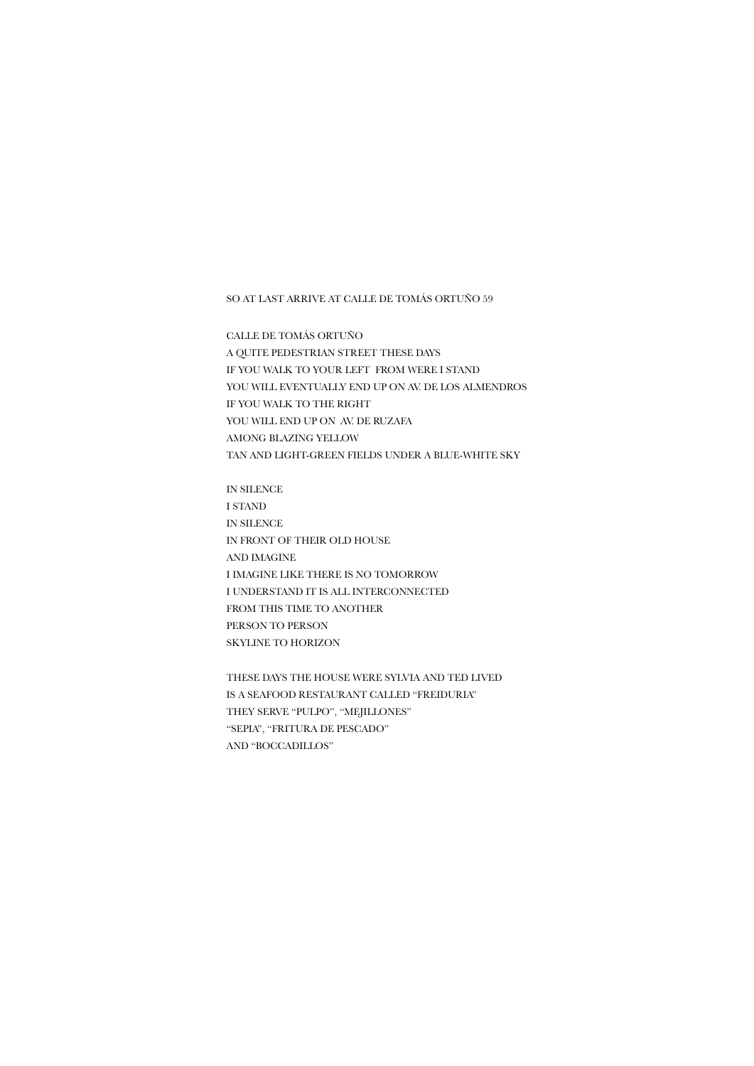SO AT LAST ARRIVE AT CALLE DE TOMÁS ORTUÑO 59

CALLE DE TOMÁS ORTUÑO
A QUITE PEDESTRIAN STREET THESE DAYS
IF YOU WALK TO YOUR LEFT  FROM WERE I STAND
YOU WILL EVENTUALLY END UP ON AV. DE LOS ALMENDROS
IF YOU WALK TO THE RIGHT
YOU WILL END UP ON  AV. DE RUZAFA
AMONG BLAZING YELLOW
TAN AND LIGHT-GREEN FIELDS UNDER A BLUE-WHITE SKY

IN SILENCE
I STAND
IN SILENCE
IN FRONT OF THEIR OLD HOUSE
AND IMAGINE
I IMAGINE LIKE THERE IS NO TOMORROW
I UNDERSTAND IT IS ALL INTERCONNECTED
FROM THIS TIME TO ANOTHER
PERSON TO PERSON
SKYLINE TO HORIZON

THESE DAYS THE HOUSE WERE SYLVIA AND TED LIVED
IS A SEAFOOD RESTAURANT CALLED "FREIDURIA"
THEY SERVE "PULPO", "MEJILLONES"
"SEPIA", "FRITURA DE PESCADO"
AND "BOCCADILLOS"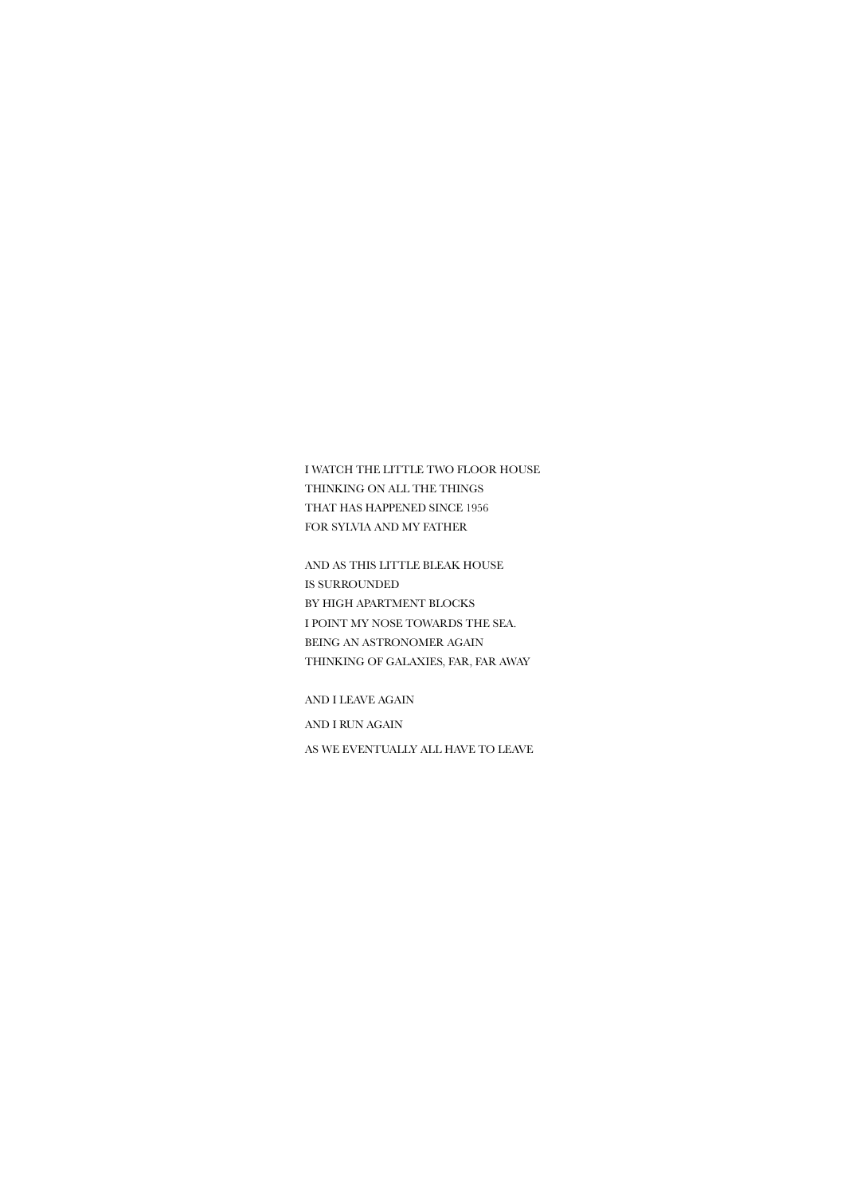I WATCH THE LITTLE TWO FLOOR HOUSE
THINKING ON ALL THE THINGS
THAT HAS HAPPENED SINCE 1956
FOR SYLVIA AND MY FATHER

AND AS THIS LITTLE BLEAK HOUSE
IS SURROUNDED
BY HIGH APARTMENT BLOCKS
I POINT MY NOSE TOWARDS THE SEA.
BEING AN ASTRONOMER AGAIN
THINKING OF GALAXIES, FAR, FAR AWAY

AND I LEAVE AGAIN

AND I RUN AGAIN

AS WE EVENTUALLY ALL HAVE TO LEAVE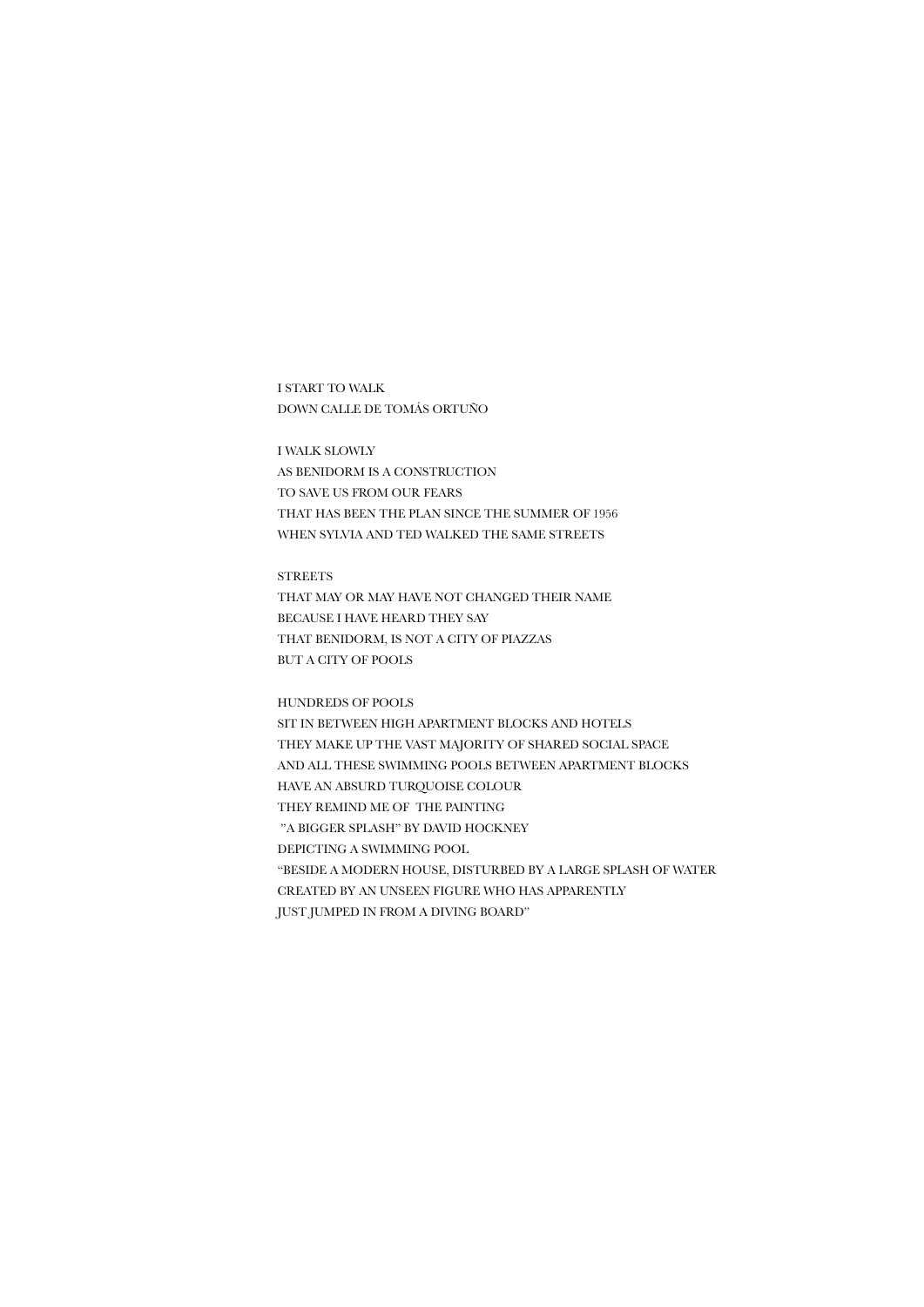I START TO WALK
DOWN CALLE DE TOMÁS ORTUÑO

I WALK SLOWLY
AS BENIDORM IS A CONSTRUCTION
TO SAVE US FROM OUR FEARS
THAT HAS BEEN THE PLAN SINCE THE SUMMER OF 1956
WHEN SYLVIA AND TED WALKED THE SAME STREETS

STREETS
THAT MAY OR MAY HAVE NOT CHANGED THEIR NAME
BECAUSE I HAVE HEARD THEY SAY
THAT BENIDORM, IS NOT A CITY OF PIAZZAS
BUT A CITY OF POOLS

HUNDREDS OF POOLS
SIT IN BETWEEN HIGH APARTMENT BLOCKS AND HOTELS
THEY MAKE UP THE VAST MAJORITY OF SHARED SOCIAL SPACE
AND ALL THESE SWIMMING POOLS BETWEEN APARTMENT BLOCKS
HAVE AN ABSURD TURQUOISE COLOUR
THEY REMIND ME OF THE PAINTING
"A BIGGER SPLASH" BY DAVID HOCKNEY
DEPICTING A SWIMMING POOL
"BESIDE A MODERN HOUSE, DISTURBED BY A LARGE SPLASH OF WATER
CREATED BY AN UNSEEN FIGURE WHO HAS APPARENTLY
JUST JUMPED IN FROM A DIVING BOARD"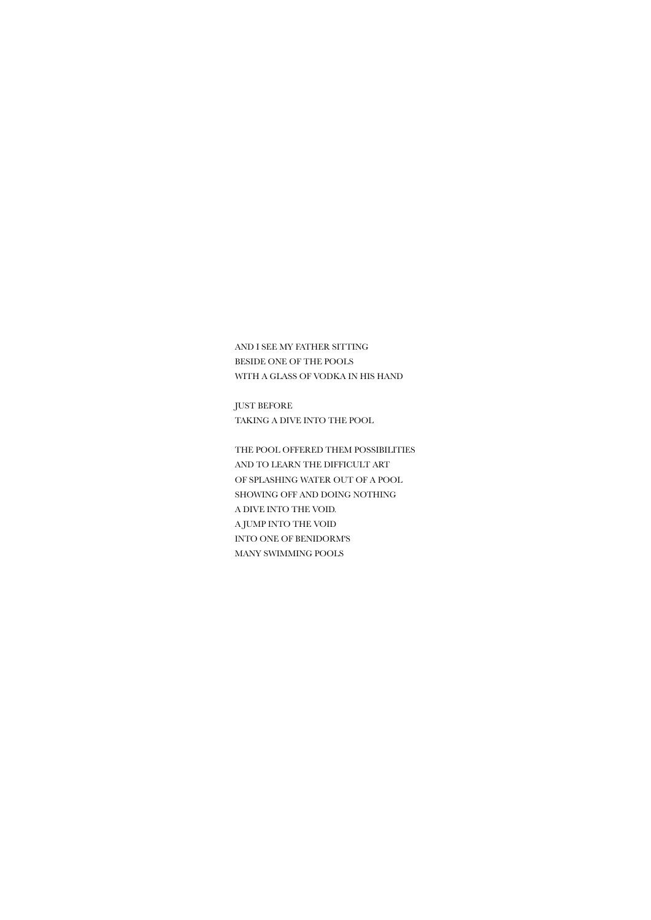AND I SEE MY FATHER SITTING
BESIDE ONE OF THE POOLS
WITH A GLASS OF VODKA IN HIS HAND

JUST BEFORE
TAKING A DIVE INTO THE POOL

THE POOL OFFERED THEM POSSIBILITIES
AND TO LEARN THE DIFFICULT ART
OF SPLASHING WATER OUT OF A POOL
SHOWING OFF AND DOING NOTHING
A DIVE INTO THE VOID.
A JUMP INTO THE VOID
INTO ONE OF BENIDORM'S
MANY SWIMMING POOLS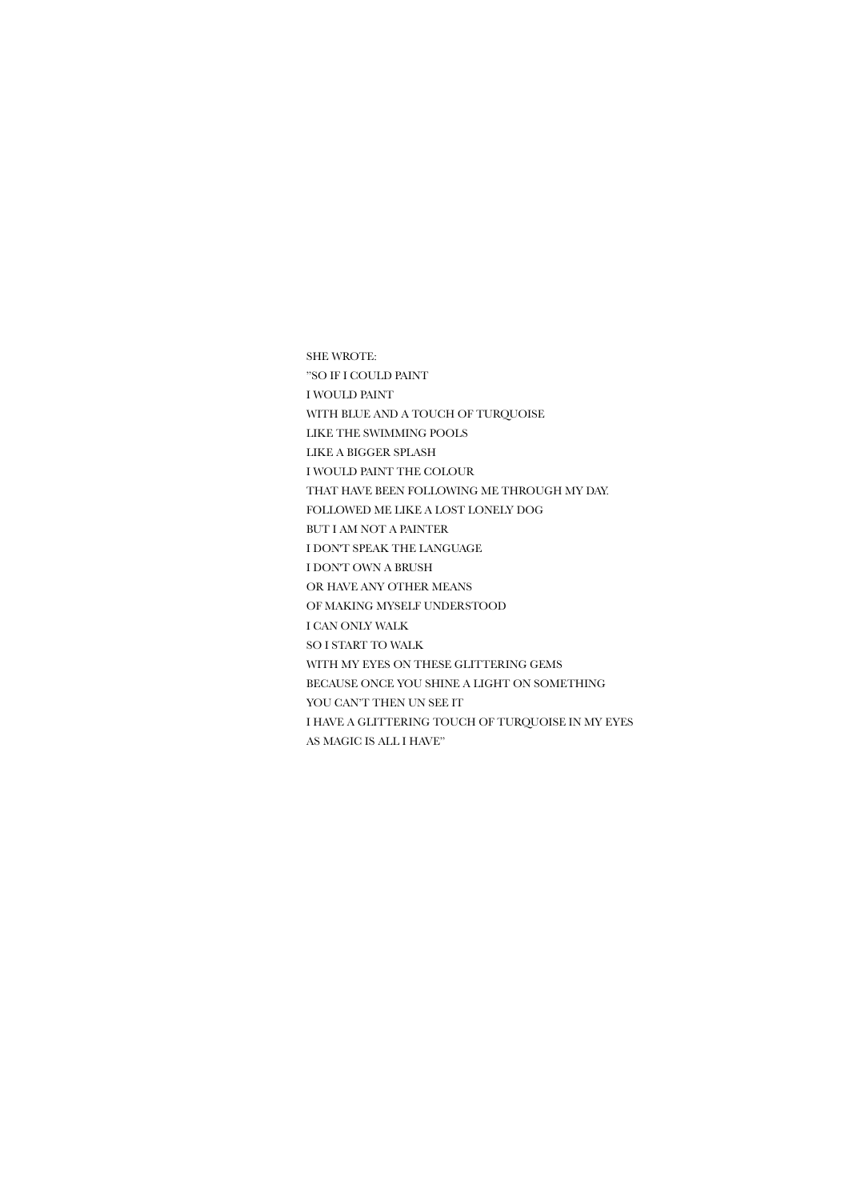SHE WROTE:

"SO IF I COULD PAINT

I WOULD PAINT

WITH BLUE AND A TOUCH OF TURQUOISE

LIKE THE SWIMMING POOLS

LIKE A BIGGER SPLASH

I WOULD PAINT THE COLOUR

THAT HAVE BEEN FOLLOWING ME THROUGH MY DAY.

FOLLOWED ME LIKE A LOST LONELY DOG

BUT I AM NOT A PAINTER

I DON'T SPEAK THE LANGUAGE

I DON'T OWN A BRUSH

OR HAVE ANY OTHER MEANS

OF MAKING MYSELF UNDERSTOOD

I CAN ONLY WALK

SO I START TO WALK

WITH MY EYES ON THESE GLITTERING GEMS

BECAUSE ONCE YOU SHINE A LIGHT ON SOMETHING

YOU CAN'T THEN UN SEE IT

I HAVE A GLITTERING TOUCH OF TURQUOISE IN MY EYES

AS MAGIC IS ALL I HAVE"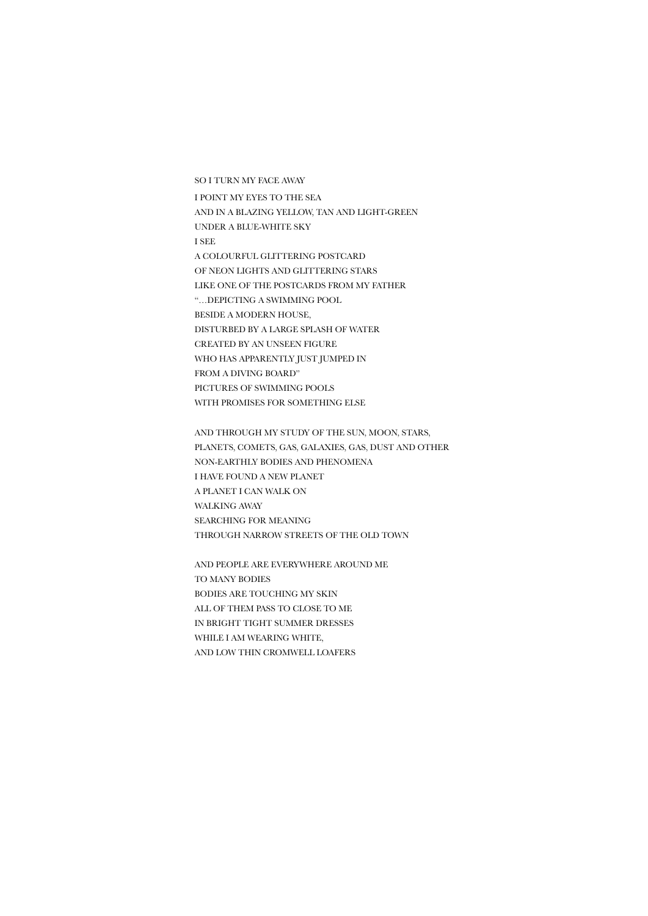SO I TURN MY FACE AWAY
I POINT MY EYES TO THE SEA
AND IN A BLAZING YELLOW, TAN AND LIGHT-GREEN
UNDER A BLUE-WHITE SKY
I SEE
A COLOURFUL GLITTERING POSTCARD
OF NEON LIGHTS AND GLITTERING STARS
LIKE ONE OF THE POSTCARDS FROM MY FATHER
"…DEPICTING A SWIMMING POOL
BESIDE A MODERN HOUSE,
DISTURBED BY A LARGE SPLASH OF WATER
CREATED BY AN UNSEEN FIGURE
WHO HAS APPARENTLY JUST JUMPED IN
FROM A DIVING BOARD"
PICTURES OF SWIMMING POOLS
WITH PROMISES FOR SOMETHING ELSE

AND THROUGH MY STUDY OF THE SUN, MOON, STARS,
PLANETS, COMETS, GAS, GALAXIES, GAS, DUST AND OTHER
NON-EARTHLY BODIES AND PHENOMENA
I HAVE FOUND A NEW PLANET
A PLANET I CAN WALK ON
WALKING AWAY
SEARCHING FOR MEANING
THROUGH NARROW STREETS OF THE OLD TOWN

AND PEOPLE ARE EVERYWHERE AROUND ME
TO MANY BODIES
BODIES ARE TOUCHING MY SKIN
ALL OF THEM PASS TO CLOSE TO ME
IN BRIGHT TIGHT SUMMER DRESSES
WHILE I AM WEARING WHITE,
AND LOW THIN CROMWELL LOAFERS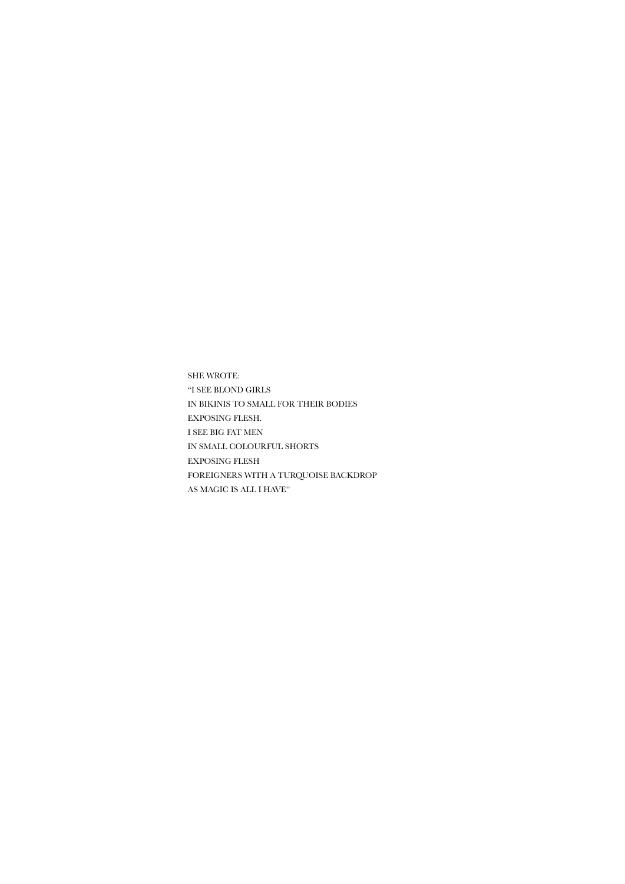SHE WROTE:

"I SEE BLOND GIRLS

IN BIKINIS TO SMALL FOR THEIR BODIES

EXPOSING FLESH.

I SEE BIG FAT MEN

IN SMALL COLOURFUL SHORTS

EXPOSING FLESH

FOREIGNERS WITH A TURQUOISE BACKDROP

AS MAGIC IS ALL I HAVE"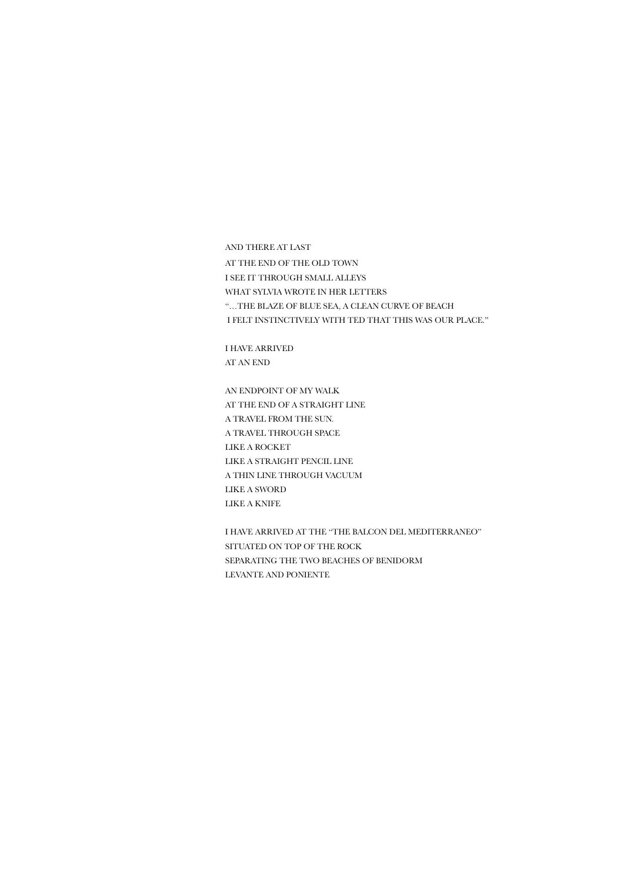AND THERE AT LAST  
AT THE END OF THE OLD TOWN  
I SEE IT THROUGH SMALL ALLEYS  
WHAT SYLVIA WROTE IN HER LETTERS  
"…THE BLAZE OF BLUE SEA, A CLEAN CURVE OF BEACH  
I FELT INSTINCTIVELY WITH TED THAT THIS WAS OUR PLACE."

I HAVE ARRIVED  
AT AN END

AN ENDPOINT OF MY WALK  
AT THE END OF A STRAIGHT LINE  
A TRAVEL FROM THE SUN.  
A TRAVEL THROUGH SPACE  
LIKE A ROCKET  
LIKE A STRAIGHT PENCIL LINE  
A THIN LINE THROUGH VACUUM  
LIKE A SWORD  
LIKE A KNIFE

I HAVE ARRIVED AT THE "THE BALCON DEL MEDITERRANEO"  
SITUATED ON TOP OF THE ROCK  
SEPARATING THE TWO BEACHES OF BENIDORM  
LEVANTE AND PONIENTE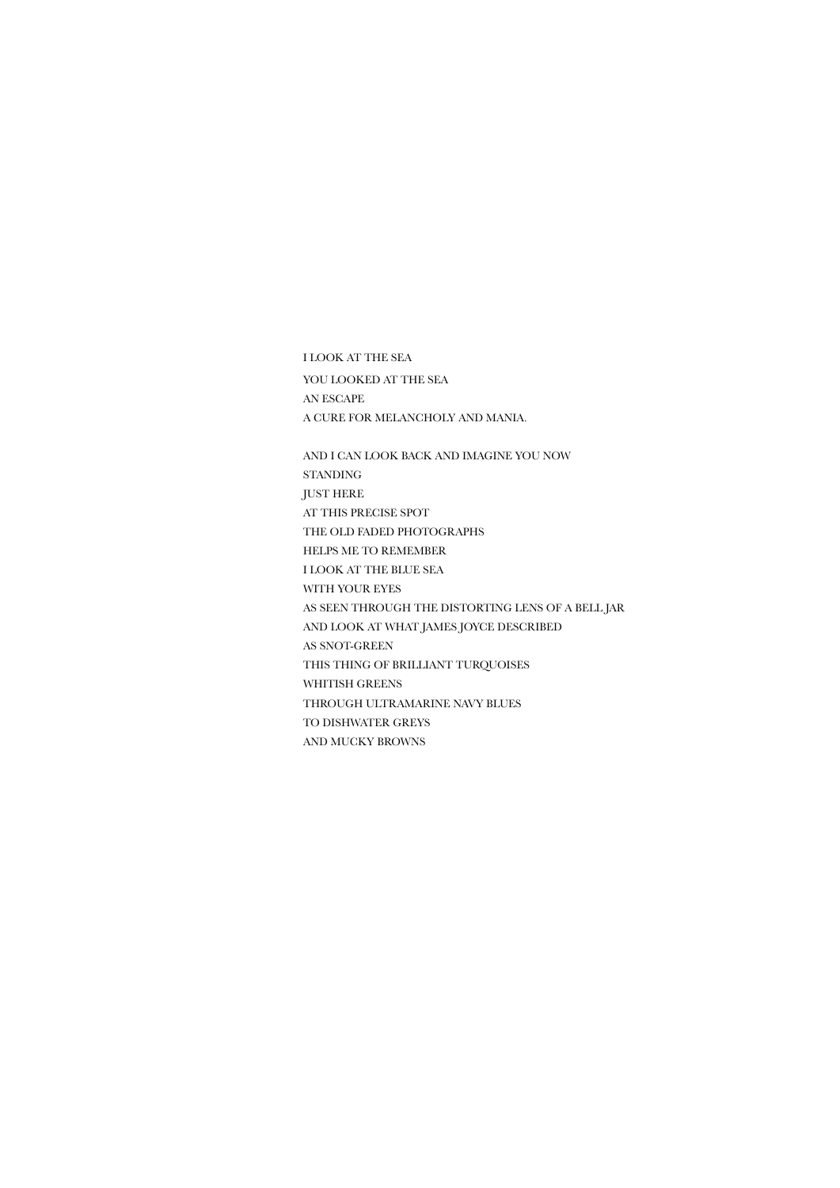I LOOK AT THE SEA  
YOU LOOKED AT THE SEA  
AN ESCAPE  
A CURE FOR MELANCHOLY AND MANIA.

AND I CAN LOOK BACK AND IMAGINE YOU NOW  
STANDING  
JUST HERE  
AT THIS PRECISE SPOT  
THE OLD FADED PHOTOGRAPHS  
HELPS ME TO REMEMBER  
I LOOK AT THE BLUE SEA  
WITH YOUR EYES  
AS SEEN THROUGH THE DISTORTING LENS OF A BELL JAR  
AND LOOK AT WHAT JAMES JOYCE DESCRIBED  
AS SNOT-GREEN  
THIS THING OF BRILLIANT TURQUOISES  
WHITISH GREENS  
THROUGH ULTRAMARINE NAVY BLUES  
TO DISHWATER GREYS  
AND MUCKY BROWNS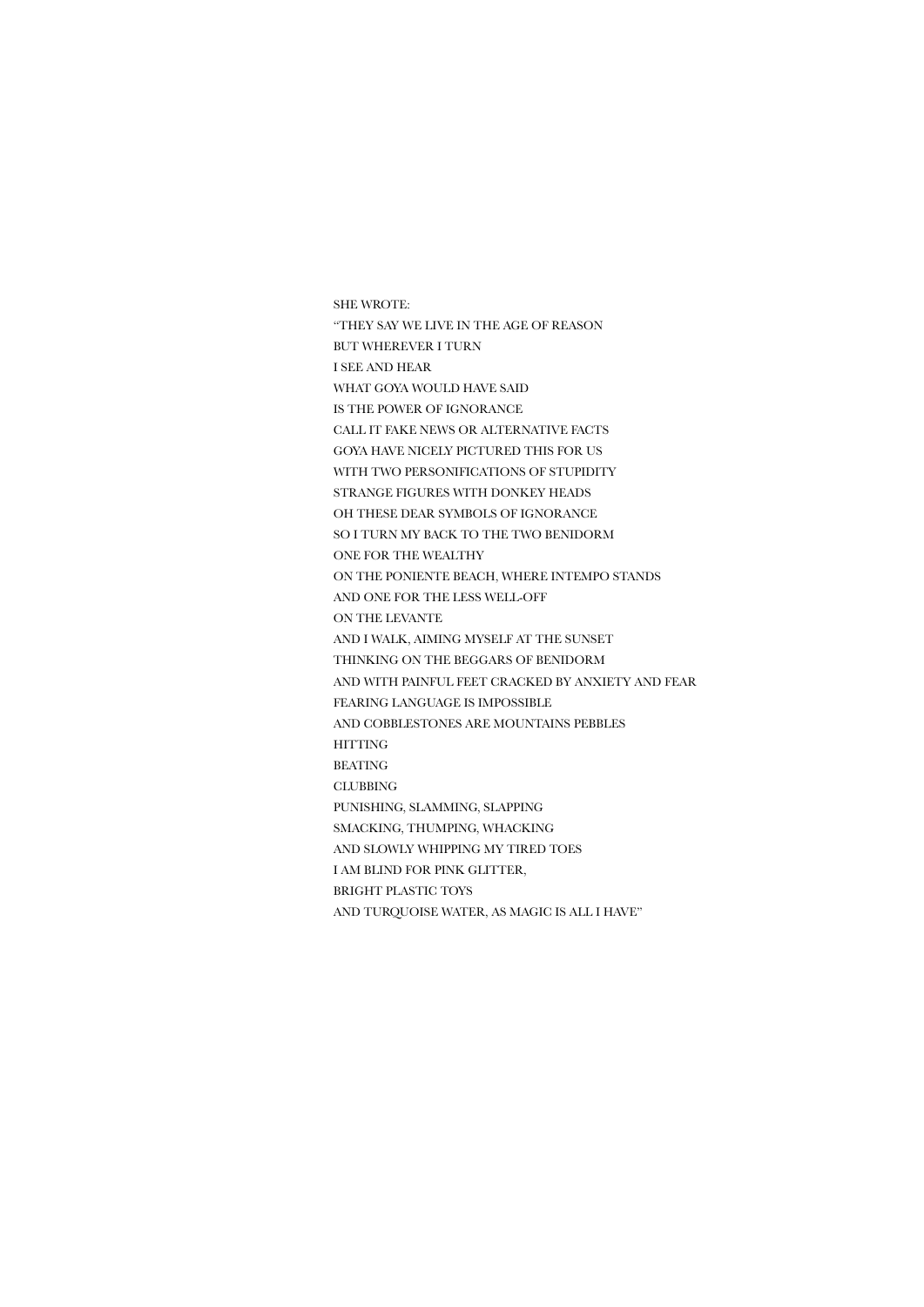SHE WROTE:

"THEY SAY WE LIVE IN THE AGE OF REASON
BUT WHEREVER I TURN
I SEE AND HEAR
WHAT GOYA WOULD HAVE SAID
IS THE POWER OF IGNORANCE
CALL IT FAKE NEWS OR ALTERNATIVE FACTS
GOYA HAVE NICELY PICTURED THIS FOR US
WITH TWO PERSONIFICATIONS OF STUPIDITY
STRANGE FIGURES WITH DONKEY HEADS
OH THESE DEAR SYMBOLS OF IGNORANCE
SO I TURN MY BACK TO THE TWO BENIDORM
ONE FOR THE WEALTHY
ON THE PONIENTE BEACH, WHERE INTEMPO STANDS
AND ONE FOR THE LESS WELL-OFF
ON THE LEVANTE
AND I WALK, AIMING MYSELF AT THE SUNSET
THINKING ON THE BEGGARS OF BENIDORM
AND WITH PAINFUL FEET CRACKED BY ANXIETY AND FEAR
FEARING LANGUAGE IS IMPOSSIBLE
AND COBBLESTONES ARE MOUNTAINS PEBBLES
HITTING
BEATING
CLUBBING
PUNISHING, SLAMMING, SLAPPING
SMACKING, THUMPING, WHACKING
AND SLOWLY WHIPPING MY TIRED TOES
I AM BLIND FOR PINK GLITTER,
BRIGHT PLASTIC TOYS
AND TURQUOISE WATER, AS MAGIC IS ALL I HAVE"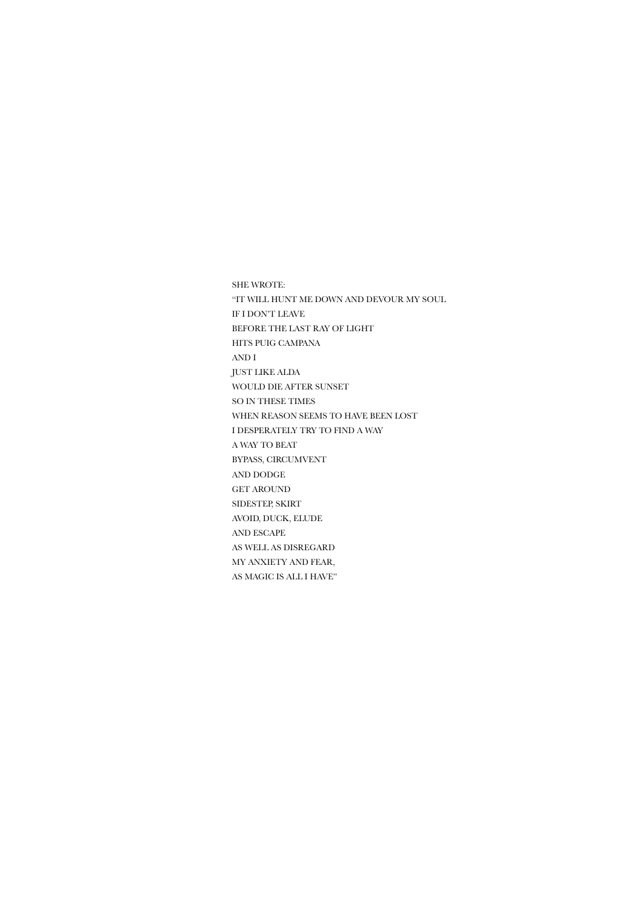SHE WROTE:

"IT WILL HUNT ME DOWN AND DEVOUR MY SOUL

IF I DON'T LEAVE

BEFORE THE LAST RAY OF LIGHT

HITS PUIG CAMPANA

AND I

JUST LIKE ALDA

WOULD DIE AFTER SUNSET

SO IN THESE TIMES

WHEN REASON SEEMS TO HAVE BEEN LOST

I DESPERATELY TRY TO FIND A WAY

A WAY TO BEAT

BYPASS, CIRCUMVENT

AND DODGE

GET AROUND

SIDESTEP, SKIRT

AVOID, DUCK, ELUDE

AND ESCAPE

AS WELL AS DISREGARD

MY ANXIETY AND FEAR,

AS MAGIC IS ALL I HAVE"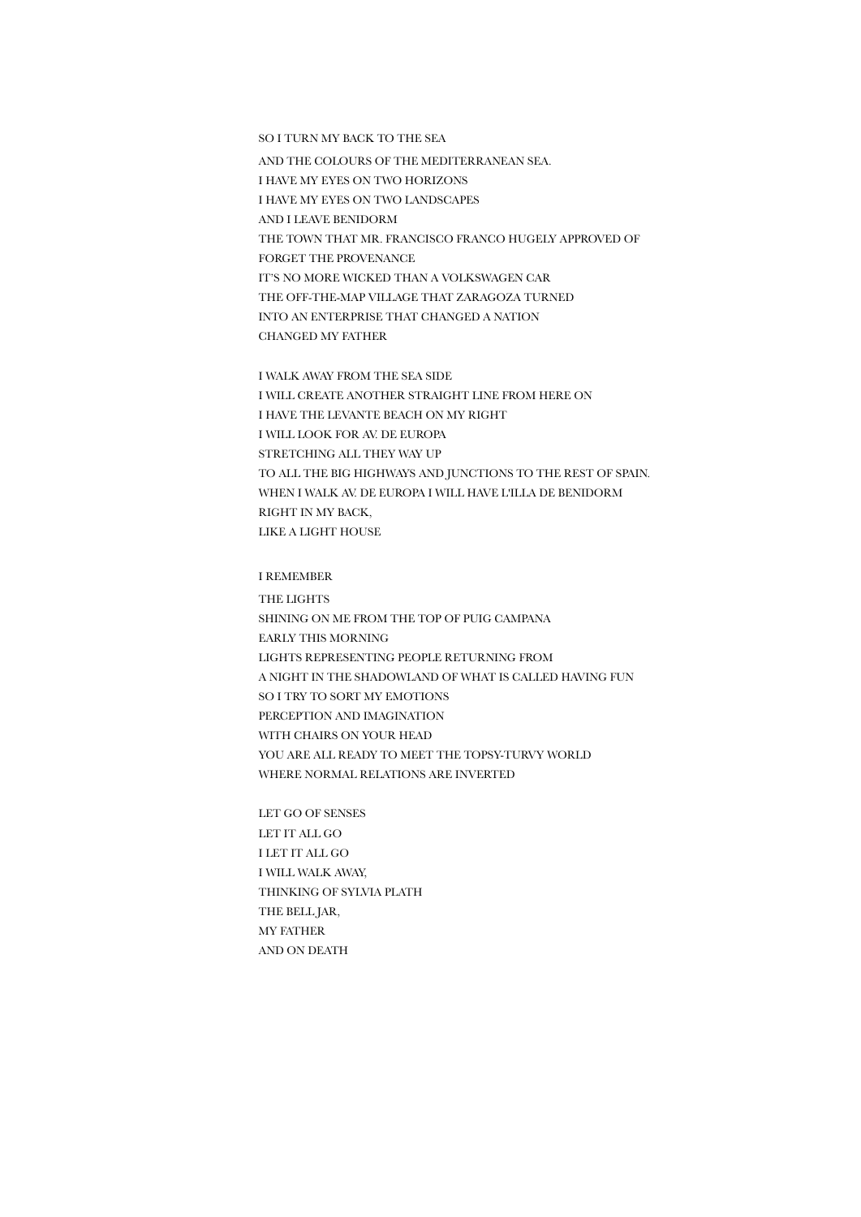SO I TURN MY BACK TO THE SEA
AND THE COLOURS OF THE MEDITERRANEAN SEA.
I HAVE MY EYES ON TWO HORIZONS
I HAVE MY EYES ON TWO LANDSCAPES
AND I LEAVE BENIDORM
THE TOWN THAT MR. FRANCISCO FRANCO HUGELY APPROVED OF
FORGET THE PROVENANCE
IT'S NO MORE WICKED THAN A VOLKSWAGEN CAR
THE OFF-THE-MAP VILLAGE THAT ZARAGOZA TURNED
INTO AN ENTERPRISE THAT CHANGED A NATION
CHANGED MY FATHER

I WALK AWAY FROM THE SEA SIDE
I WILL CREATE ANOTHER STRAIGHT LINE FROM HERE ON
I HAVE THE LEVANTE BEACH ON MY RIGHT
I WILL LOOK FOR AV. DE EUROPA
STRETCHING ALL THEY WAY UP
TO ALL THE BIG HIGHWAYS AND JUNCTIONS TO THE REST OF SPAIN.
WHEN I WALK AV. DE EUROPA I WILL HAVE L'ILLA DE BENIDORM
RIGHT IN MY BACK,
LIKE A LIGHT HOUSE

I REMEMBER
THE LIGHTS
SHINING ON ME FROM THE TOP OF PUIG CAMPANA
EARLY THIS MORNING
LIGHTS REPRESENTING PEOPLE RETURNING FROM
A NIGHT IN THE SHADOWLAND OF WHAT IS CALLED HAVING FUN
SO I TRY TO SORT MY EMOTIONS
PERCEPTION AND IMAGINATION
WITH CHAIRS ON YOUR HEAD
YOU ARE ALL READY TO MEET THE TOPSY-TURVY WORLD
WHERE NORMAL RELATIONS ARE INVERTED

LET GO OF SENSES
LET IT ALL GO
I LET IT ALL GO
I WILL WALK AWAY,
THINKING OF SYLVIA PLATH
THE BELL JAR,
MY FATHER
AND ON DEATH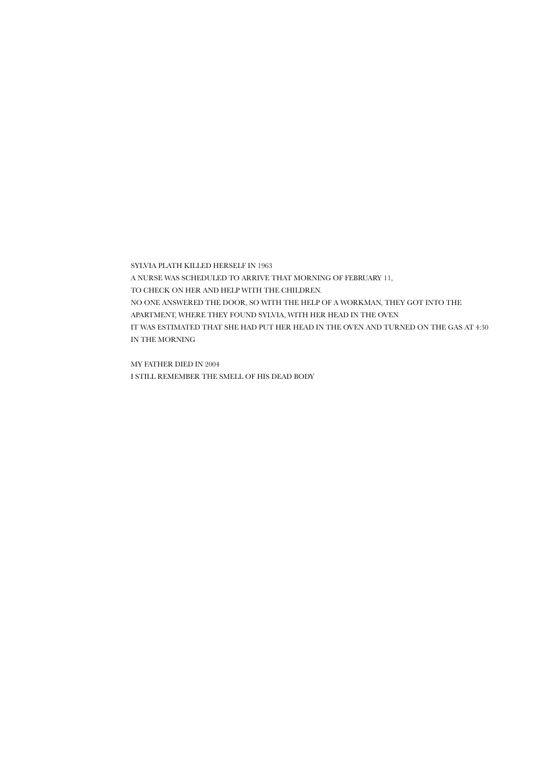SYLVIA PLATH KILLED HERSELF IN 1963
A NURSE WAS SCHEDULED TO ARRIVE THAT MORNING OF FEBRUARY 11,
TO CHECK ON HER AND HELP WITH THE CHILDREN.
NO ONE ANSWERED THE DOOR, SO WITH THE HELP OF A WORKMAN, THEY GOT INTO THE
APARTMENT, WHERE THEY FOUND SYLVIA, WITH HER HEAD IN THE OVEN
IT WAS ESTIMATED THAT SHE HAD PUT HER HEAD IN THE OVEN AND TURNED ON THE GAS AT 4:30
IN THE MORNING

MY FATHER DIED IN 2004
I STILL REMEMBER THE SMELL OF HIS DEAD BODY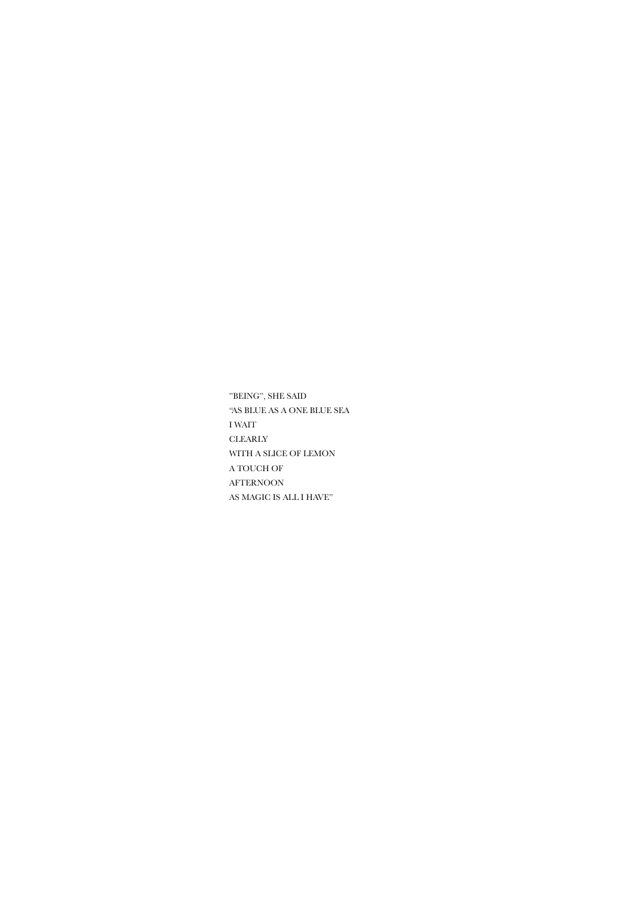"BEING", SHE SAID  
"AS BLUE AS A ONE BLUE SEA  
I WAIT  
CLEARLY  
WITH A SLICE OF LEMON  
A TOUCH OF  
AFTERNOON  
AS MAGIC IS ALL I HAVE"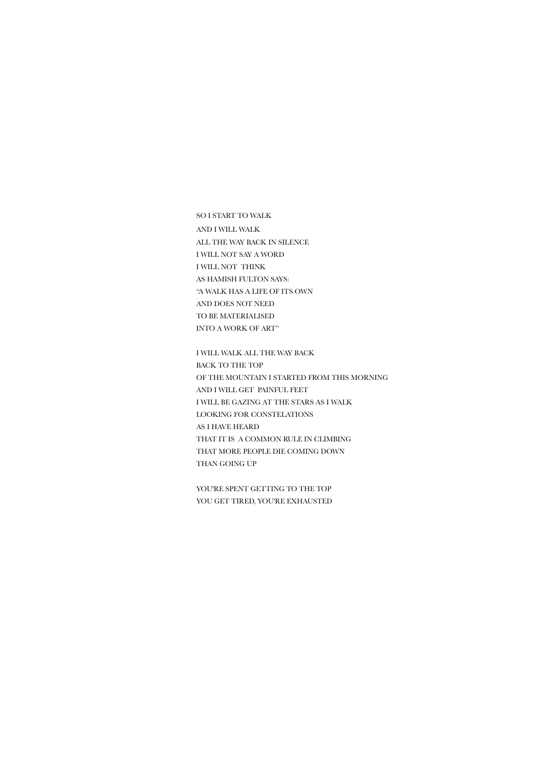SO I START TO WALK  
AND I WILL WALK  
ALL THE WAY BACK IN SILENCE  
I WILL NOT SAY A WORD  
I WILL NOT THINK  
AS HAMISH FULTON SAYS:  
"A WALK HAS A LIFE OF ITS OWN  
AND DOES NOT NEED  
TO BE MATERIALISED  
INTO A WORK OF ART"

I WILL WALK ALL THE WAY BACK  
BACK TO THE TOP  
OF THE MOUNTAIN I STARTED FROM THIS MORNING  
AND I WILL GET PAINFUL FEET  
I WILL BE GAZING AT THE STARS AS I WALK  
LOOKING FOR CONSTELATIONS  
AS I HAVE HEARD  
THAT IT IS A COMMON RULE IN CLIMBING  
THAT MORE PEOPLE DIE COMING DOWN  
THAN GOING UP

YOU'RE SPENT GETTING TO THE TOP  
YOU GET TIRED, YOU'RE EXHAUSTED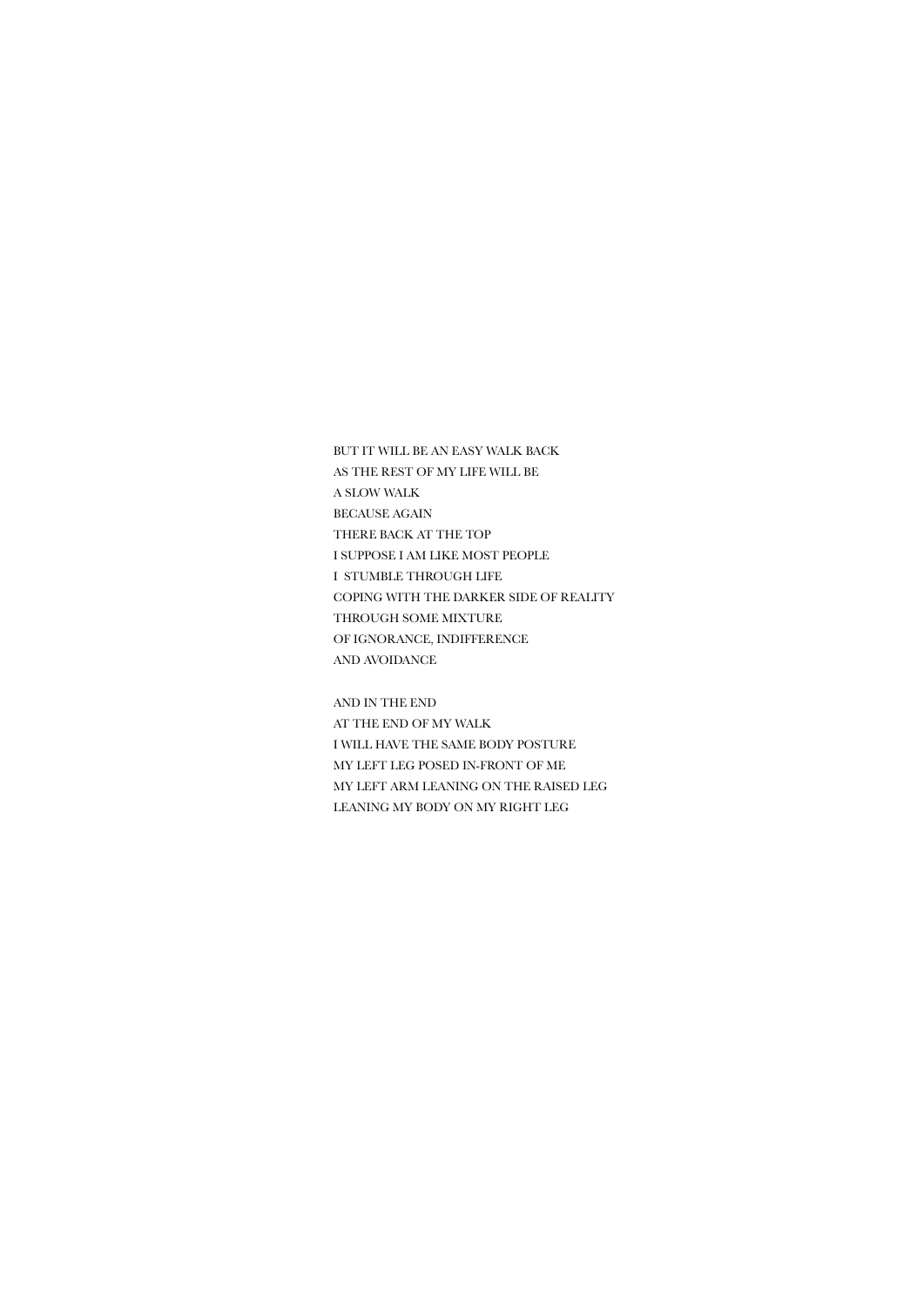BUT IT WILL BE AN EASY WALK BACK
AS THE REST OF MY LIFE WILL BE
A SLOW WALK
BECAUSE AGAIN
THERE BACK AT THE TOP
I SUPPOSE I AM LIKE MOST PEOPLE
I STUMBLE THROUGH LIFE
COPING WITH THE DARKER SIDE OF REALITY
THROUGH SOME MIXTURE
OF IGNORANCE, INDIFFERENCE
AND AVOIDANCE

AND IN THE END
AT THE END OF MY WALK
I WILL HAVE THE SAME BODY POSTURE
MY LEFT LEG POSED IN-FRONT OF ME
MY LEFT ARM LEANING ON THE RAISED LEG
LEANING MY BODY ON MY RIGHT LEG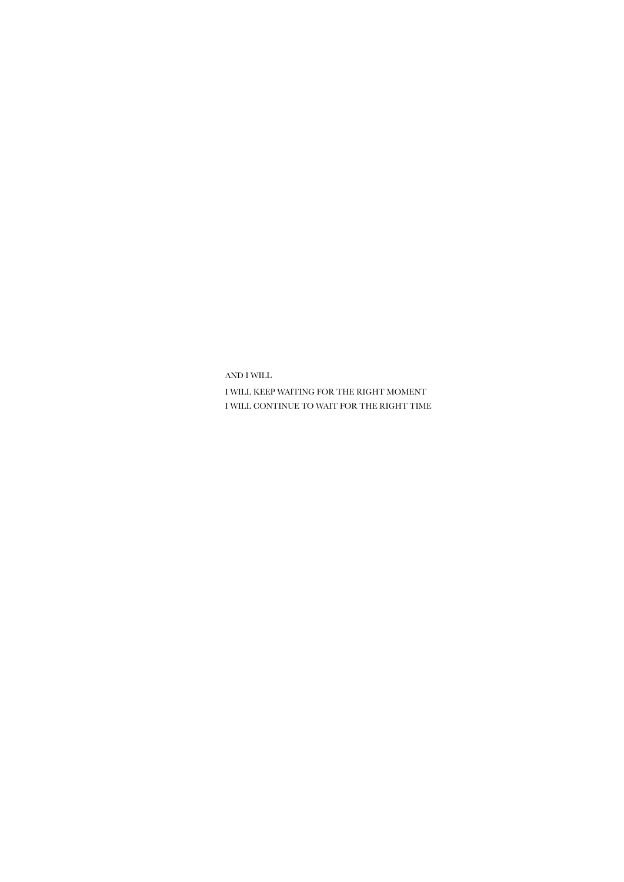AND I WILL

I WILL KEEP WAITING FOR THE RIGHT MOMENT
I WILL CONTINUE TO WAIT FOR THE RIGHT TIME